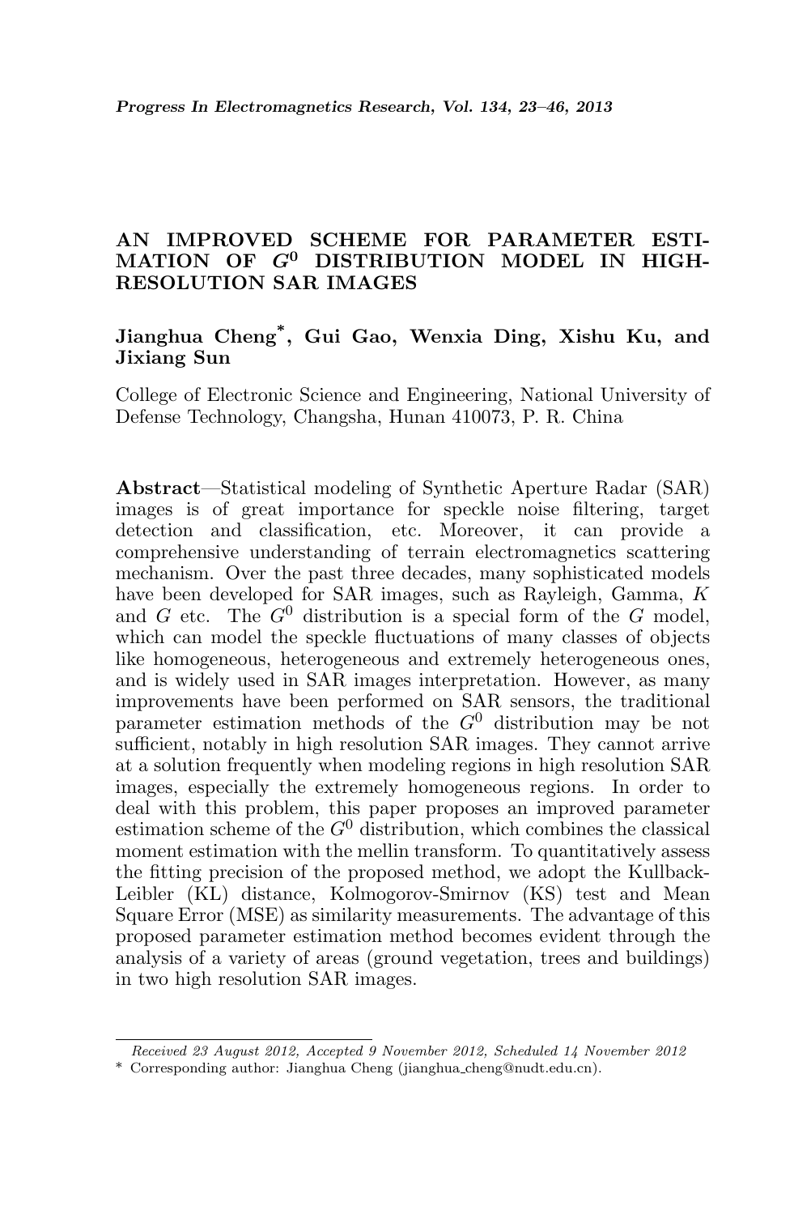# AN IMPROVED SCHEME FOR PARAMETER ESTIMATION OF $G^0$ DISTRIBUTION MODEL IN HIGH-RESOLUTION SAR IMAGES

**Jianghua Cheng*, Gui Gao, Wenxia Ding, Xishu Ku, and Jixiang Sun**

College of Electronic Science and Engineering, National University of Defense Technology, Changsha, Hunan 410073, P. R. China

**Abstract**—Statistical modeling of Synthetic Aperture Radar (SAR) images is of great importance for speckle noise filtering, target detection and classification, etc. Moreover, it can provide a comprehensive understanding of terrain electromagnetics scattering mechanism. Over the past three decades, many sophisticated models have been developed for SAR images, such as Rayleigh, Gamma, $K$ and $G$ etc. The $G^0$ distribution is a special form of the $G$ model, which can model the speckle fluctuations of many classes of objects like homogeneous, heterogeneous and extremely heterogeneous ones, and is widely used in SAR images interpretation. However, as many improvements have been performed on SAR sensors, the traditional parameter estimation methods of the $G^0$ distribution may be not sufficient, notably in high resolution SAR images. They cannot arrive at a solution frequently when modeling regions in high resolution SAR images, especially the extremely homogeneous regions. In order to deal with this problem, this paper proposes an improved parameter estimation scheme of the $G^0$ distribution, which combines the classical moment estimation with the mellin transform. To quantitatively assess the fitting precision of the proposed method, we adopt the Kullback-Leibler (KL) distance, Kolmogorov-Smirnov (KS) test and Mean Square Error (MSE) as similarity measurements. The advantage of this proposed parameter estimation method becomes evident through the analysis of a variety of areas (ground vegetation, trees and buildings) in two high resolution SAR images.

*Received 23 August 2012, Accepted 9 November 2012, Scheduled 14 November 2012*

\* Corresponding author: Jianghua Cheng (jianghua_cheng@nudt.edu.cn).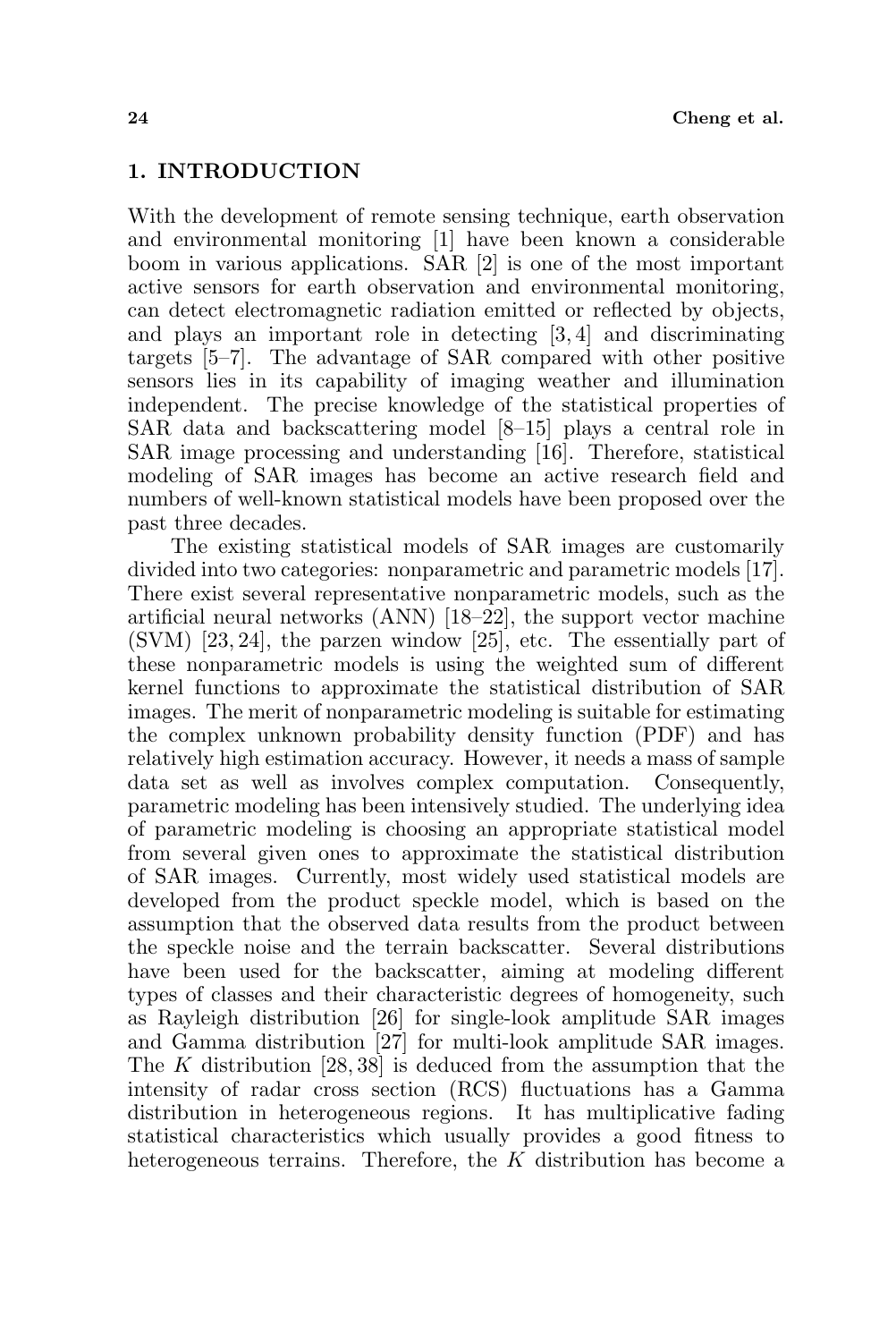## 1. INTRODUCTION

With the development of remote sensing technique, earth observation and environmental monitoring [1] have been known a considerable boom in various applications. SAR [2] is one of the most important active sensors for earth observation and environmental monitoring, can detect electromagnetic radiation emitted or reflected by objects, and plays an important role in detecting [3, 4] and discriminating targets [5–7]. The advantage of SAR compared with other positive sensors lies in its capability of imaging weather and illumination independent. The precise knowledge of the statistical properties of SAR data and backscattering model [8–15] plays a central role in SAR image processing and understanding [16]. Therefore, statistical modeling of SAR images has become an active research field and numbers of well-known statistical models have been proposed over the past three decades.

The existing statistical models of SAR images are customarily divided into two categories: nonparametric and parametric models [17]. There exist several representative nonparametric models, such as the artificial neural networks (ANN) [18–22], the support vector machine (SVM) [23, 24], the parzen window [25], etc. The essentially part of these nonparametric models is using the weighted sum of different kernel functions to approximate the statistical distribution of SAR images. The merit of nonparametric modeling is suitable for estimating the complex unknown probability density function (PDF) and has relatively high estimation accuracy. However, it needs a mass of sample data set as well as involves complex computation. Consequently, parametric modeling has been intensively studied. The underlying idea of parametric modeling is choosing an appropriate statistical model from several given ones to approximate the statistical distribution of SAR images. Currently, most widely used statistical models are developed from the product speckle model, which is based on the assumption that the observed data results from the product between the speckle noise and the terrain backscatter. Several distributions have been used for the backscatter, aiming at modeling different types of classes and their characteristic degrees of homogeneity, such as Rayleigh distribution [26] for single-look amplitude SAR images and Gamma distribution [27] for multi-look amplitude SAR images. The $K$ distribution [28, 38] is deduced from the assumption that the intensity of radar cross section (RCS) fluctuations has a Gamma distribution in heterogeneous regions. It has multiplicative fading statistical characteristics which usually provides a good fitness to heterogeneous terrains. Therefore, the $K$ distribution has become a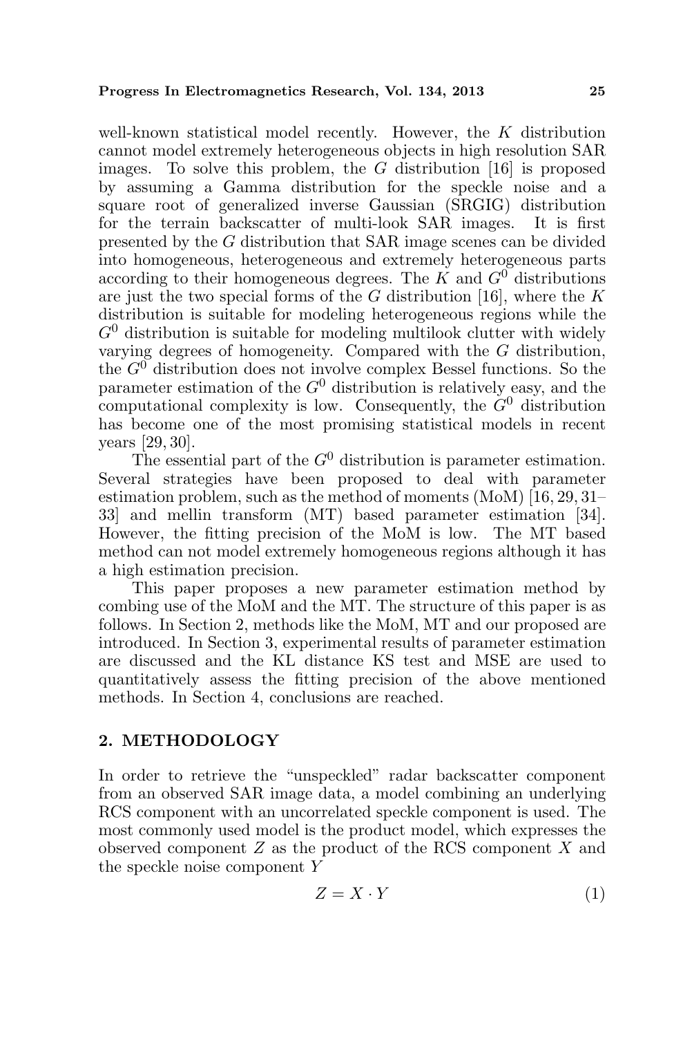well-known statistical model recently. However, the $K$ distribution cannot model extremely heterogeneous objects in high resolution SAR images. To solve this problem, the $G$ distribution [16] is proposed by assuming a Gamma distribution for the speckle noise and a square root of generalized inverse Gaussian (SRGIG) distribution for the terrain backscatter of multi-look SAR images. It is first presented by the $G$ distribution that SAR image scenes can be divided into homogeneous, heterogeneous and extremely heterogeneous parts according to their homogeneous degrees. The $K$ and $G^0$ distributions are just the two special forms of the $G$ distribution [16], where the $K$ distribution is suitable for modeling heterogeneous regions while the $G^0$ distribution is suitable for modeling multilook clutter with widely varying degrees of homogeneity. Compared with the $G$ distribution, the $G^0$ distribution does not involve complex Bessel functions. So the parameter estimation of the $G^0$ distribution is relatively easy, and the computational complexity is low. Consequently, the $G^0$ distribution has become one of the most promising statistical models in recent years [29, 30].

The essential part of the $G^0$ distribution is parameter estimation. Several strategies have been proposed to deal with parameter estimation problem, such as the method of moments (MoM) [16, 29, 31–33] and mellin transform (MT) based parameter estimation [34]. However, the fitting precision of the MoM is low. The MT based method can not model extremely homogeneous regions although it has a high estimation precision.

This paper proposes a new parameter estimation method by combing use of the MoM and the MT. The structure of this paper is as follows. In Section 2, methods like the MoM, MT and our proposed are introduced. In Section 3, experimental results of parameter estimation are discussed and the KL distance KS test and MSE are used to quantitatively assess the fitting precision of the above mentioned methods. In Section 4, conclusions are reached.

## 2. METHODOLOGY

In order to retrieve the "unspeckled" radar backscatter component from an observed SAR image data, a model combining an underlying RCS component with an uncorrelated speckle component is used. The most commonly used model is the product model, which expresses the observed component $Z$ as the product of the RCS component $X$ and the speckle noise component $Y$

$$Z = X \cdot Y \tag{1}$$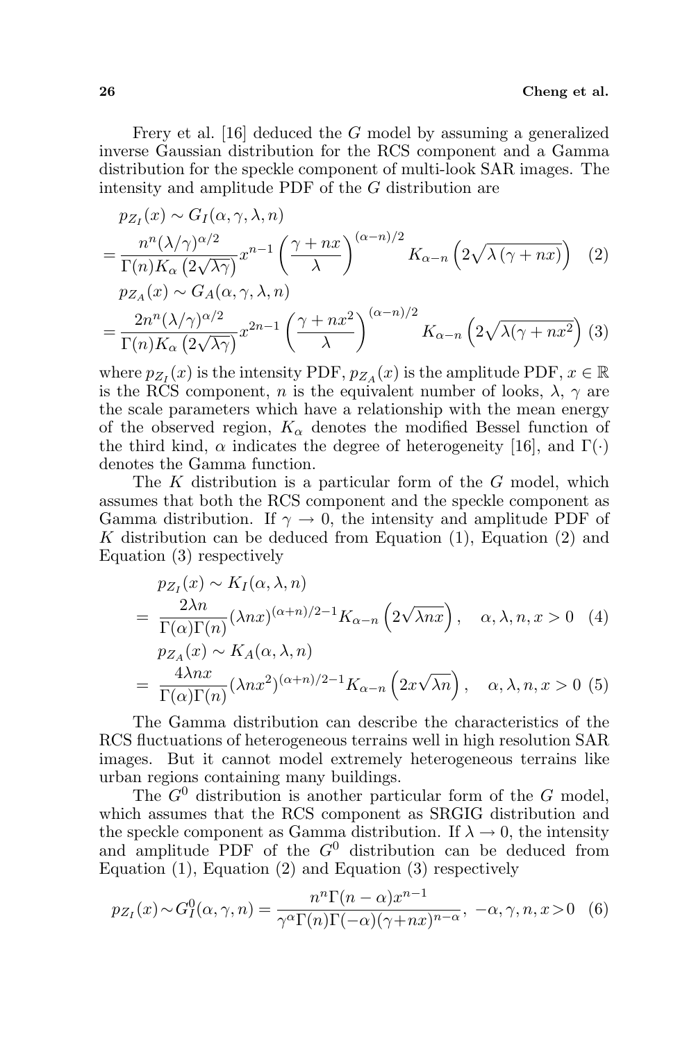Frery et al. [16] deduced the $G$ model by assuming a generalized inverse Gaussian distribution for the RCS component and a Gamma distribution for the speckle component of multi-look SAR images. The intensity and amplitude PDF of the $G$ distribution are

$$
\begin{aligned}
& p_{Z_I}(x) \sim G_I(\alpha, \gamma, \lambda, n) \\
&= \frac{n^n (\lambda/\gamma)^{\alpha/2}}{\Gamma(n) K_\alpha\left(2\sqrt{\lambda\gamma}\right)} x^{n-1} \left(\frac{\gamma + nx}{\lambda}\right)^{(\alpha-n)/2} K_{\alpha-n}\left(2\sqrt{\lambda\left(\gamma+nx\right)}\right) \quad (2)
\end{aligned}
$$

$$
\begin{aligned}
& p_{Z_A}(x) \sim G_A(\alpha, \gamma, \lambda, n) \\
&= \frac{2n^n (\lambda/\gamma)^{\alpha/2}}{\Gamma(n) K_\alpha\left(2\sqrt{\lambda\gamma}\right)} x^{2n-1} \left(\frac{\gamma + nx^2}{\lambda}\right)^{(\alpha-n)/2} K_{\alpha-n}\left(2\sqrt{\lambda(\gamma+nx^2)}\right) \quad (3)
\end{aligned}
$$

where $p_{Z_I}(x)$ is the intensity PDF, $p_{Z_A}(x)$ is the amplitude PDF, $x \in \mathbb{R}$ is the RCS component, $n$ is the equivalent number of looks, $\lambda$, $\gamma$ are the scale parameters which have a relationship with the mean energy of the observed region, $K_\alpha$ denotes the modified Bessel function of the third kind, $\alpha$ indicates the degree of heterogeneity [16], and $\Gamma(\cdot)$ denotes the Gamma function.

The $K$ distribution is a particular form of the $G$ model, which assumes that both the RCS component and the speckle component as Gamma distribution. If $\gamma \to 0$, the intensity and amplitude PDF of $K$ distribution can be deduced from Equation (1), Equation (2) and Equation (3) respectively

$$
\begin{aligned}
& p_{Z_I}(x) \sim K_I(\alpha, \lambda, n) \\
&= \frac{2\lambda n}{\Gamma(\alpha)\Gamma(n)} (\lambda n x)^{(\alpha+n)/2-1} K_{\alpha-n}\left(2\sqrt{\lambda n x}\right), \quad \alpha, \lambda, n, x > 0 \quad (4)
\end{aligned}
$$

$$
\begin{aligned}
& p_{Z_A}(x) \sim K_A(\alpha, \lambda, n) \\
&= \frac{4\lambda n x}{\Gamma(\alpha)\Gamma(n)} (\lambda n x^2)^{(\alpha+n)/2-1} K_{\alpha-n}\left(2x\sqrt{\lambda n}\right), \quad \alpha, \lambda, n, x > 0 \quad (5)
\end{aligned}
$$

The Gamma distribution can describe the characteristics of the RCS fluctuations of heterogeneous terrains well in high resolution SAR images. But it cannot model extremely heterogeneous terrains like urban regions containing many buildings.

The $G^0$ distribution is another particular form of the $G$ model, which assumes that the RCS component as SRGIG distribution and the speckle component as Gamma distribution. If $\lambda \to 0$, the intensity and amplitude PDF of the $G^0$ distribution can be deduced from Equation (1), Equation (2) and Equation (3) respectively

$$
p_{Z_I}(x) \sim G_I^0(\alpha, \gamma, n) = \frac{n^n \Gamma(n-\alpha) x^{n-1}}{\gamma^\alpha \Gamma(n) \Gamma(-\alpha) (\gamma + nx)^{n-\alpha}}, \quad -\alpha, \gamma, n, x > 0 \quad (6)
$$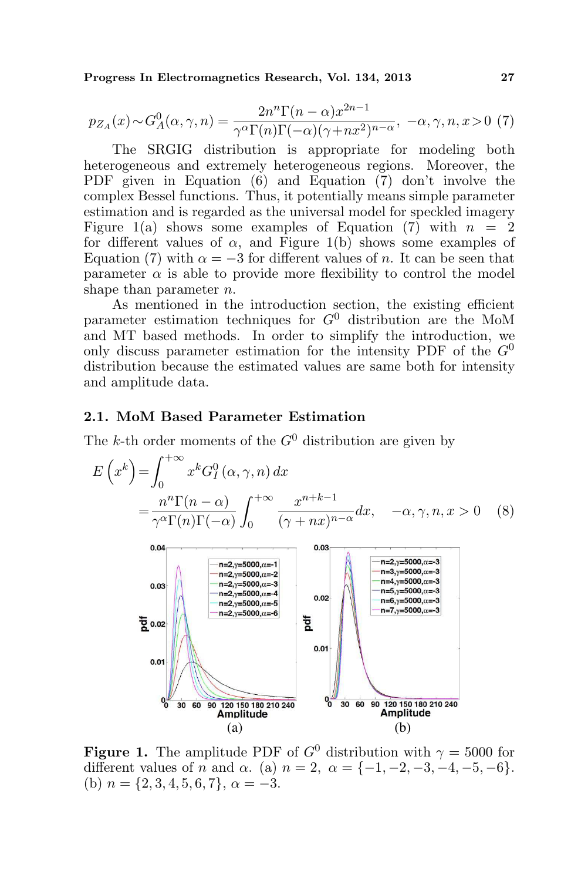$$p_{Z_A}(x) \sim G_A^0(\alpha,\gamma,n) = \frac{2n^n\Gamma(n-\alpha)x^{2n-1}}{\gamma^\alpha\Gamma(n)\Gamma(-\alpha)(\gamma+nx^2)^{n-\alpha}},\ -\alpha,\gamma,n,x>0 \quad (7)$$

The SRGIG distribution is appropriate for modeling both heterogeneous and extremely heterogeneous regions. Moreover, the PDF given in Equation (6) and Equation (7) don't involve the complex Bessel functions. Thus, it potentially means simple parameter estimation and is regarded as the universal model for speckled imagery Figure 1(a) shows some examples of Equation (7) with $n = 2$ for different values of $\alpha$, and Figure 1(b) shows some examples of Equation (7) with $\alpha = -3$ for different values of $n$. It can be seen that parameter $\alpha$ is able to provide more flexibility to control the model shape than parameter $n$.

As mentioned in the introduction section, the existing efficient parameter estimation techniques for $G^0$ distribution are the MoM and MT based methods. In order to simplify the introduction, we only discuss parameter estimation for the intensity PDF of the $G^0$ distribution because the estimated values are same both for intensity and amplitude data.

### 2.1. MoM Based Parameter Estimation

The $k$-th order moments of the $G^0$ distribution are given by

$$\begin{aligned} E\left(x^k\right) &= \int_0^{+\infty} x^k G_I^0(\alpha,\gamma,n)\,dx \\ &= \frac{n^n\Gamma(n-\alpha)}{\gamma^\alpha\Gamma(n)\Gamma(-\alpha)}\int_0^{+\infty}\frac{x^{n+k-1}}{(\gamma+nx)^{n-\alpha}}dx, \quad -\alpha,\gamma,n,x>0 \quad (8) \end{aligned}$$

**Figure 1.** The amplitude PDF of $G^0$ distribution with $\gamma = 5000$ for different values of $n$ and $\alpha$. (a) $n = 2,\ \alpha = \{-1,-2,-3,-4,-5,-6\}$. (b) $n = \{2,3,4,5,6,7\}$, $\alpha = -3$.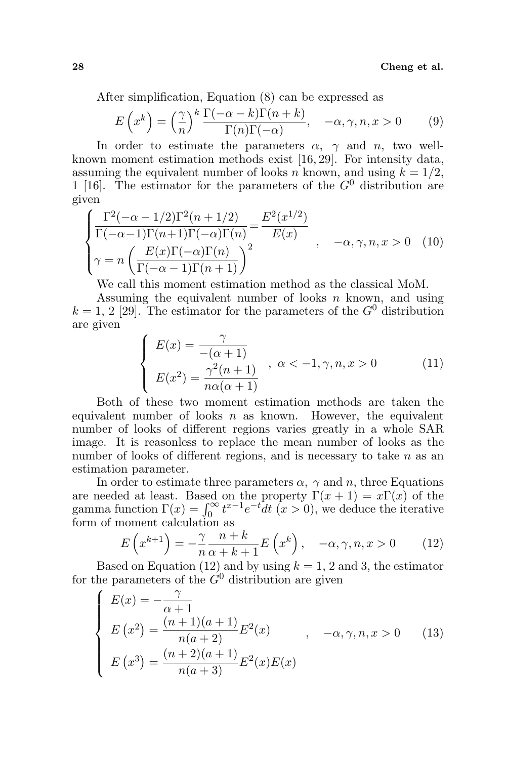After simplification, Equation (8) can be expressed as

$$E\left(x^k\right) = \left(\frac{\gamma}{n}\right)^k \frac{\Gamma(-\alpha-k)\Gamma(n+k)}{\Gamma(n)\Gamma(-\alpha)}, \quad -\alpha, \gamma, n, x > 0 \tag{9}$$

In order to estimate the parameters $\alpha$, $\gamma$ and $n$, two well-known moment estimation methods exist [16, 29]. For intensity data, assuming the equivalent number of looks $n$ known, and using $k = 1/2$, 1 [16]. The estimator for the parameters of the $G^0$ distribution are given

$$\begin{cases} \dfrac{\Gamma^2(-\alpha-1/2)\Gamma^2(n+1/2)}{\Gamma(-\alpha-1)\Gamma(n+1)\Gamma(-\alpha)\Gamma(n)} = \dfrac{E^2(x^{1/2})}{E(x)} \\ \gamma = n\left(\dfrac{E(x)\Gamma(-\alpha)\Gamma(n)}{\Gamma(-\alpha-1)\Gamma(n+1)}\right)^2 \end{cases}, \quad -\alpha, \gamma, n, x > 0 \tag{10}$$

We call this moment estimation method as the classical MoM.

Assuming the equivalent number of looks $n$ known, and using $k = 1$, 2 [29]. The estimator for the parameters of the $G^0$ distribution are given

$$\begin{cases} E(x) = \dfrac{\gamma}{-(\alpha+1)} \\ E(x^2) = \dfrac{\gamma^2(n+1)}{n\alpha(\alpha+1)} \end{cases}, \; \alpha < -1, \gamma, n, x > 0 \tag{11}$$

Both of these two moment estimation methods are taken the equivalent number of looks $n$ as known. However, the equivalent number of looks of different regions varies greatly in a whole SAR image. It is reasonless to replace the mean number of looks as the number of looks of different regions, and is necessary to take $n$ as an estimation parameter.

In order to estimate three parameters $\alpha$, $\gamma$ and $n$, three Equations are needed at least. Based on the property $\Gamma(x+1) = x\Gamma(x)$ of the gamma function $\Gamma(x) = \int_0^\infty t^{x-1}e^{-t}dt$ $(x > 0)$, we deduce the iterative form of moment calculation as

$$E\left(x^{k+1}\right) = -\frac{\gamma}{n}\frac{n+k}{\alpha+k+1}E\left(x^k\right), \quad -\alpha, \gamma, n, x > 0 \tag{12}$$

Based on Equation (12) and by using $k = 1$, 2 and 3, the estimator for the parameters of the $G^0$ distribution are given

$$\begin{cases} E(x) = -\dfrac{\gamma}{\alpha+1} \\ E\left(x^2\right) = \dfrac{(n+1)(a+1)}{n(a+2)}E^2(x) \\ E\left(x^3\right) = \dfrac{(n+2)(a+1)}{n(a+3)}E^2(x)E(x) \end{cases}, \quad -\alpha, \gamma, n, x > 0 \tag{13}$$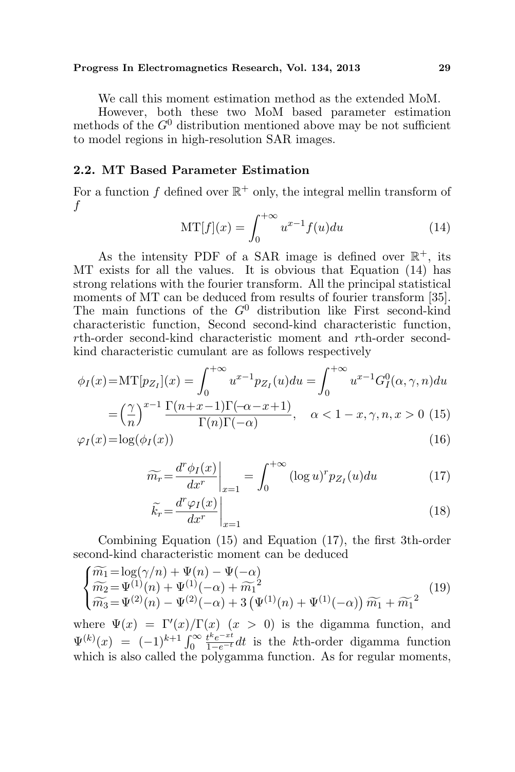We call this moment estimation method as the extended MoM.

However, both these two MoM based parameter estimation methods of the $G^0$ distribution mentioned above may be not sufficient to model regions in high-resolution SAR images.

### 2.2. MT Based Parameter Estimation

For a function $f$ defined over $\mathbb{R}^+$ only, the integral mellin transform of $f$

$$\mathrm{MT}[f](x) = \int_0^{+\infty} u^{x-1} f(u) du \tag{14}$$

As the intensity PDF of a SAR image is defined over $\mathbb{R}^+$, its MT exists for all the values. It is obvious that Equation (14) has strong relations with the fourier transform. All the principal statistical moments of MT can be deduced from results of fourier transform [35]. The main functions of the $G^0$ distribution like First second-kind characteristic function, Second second-kind characteristic function, $r$th-order second-kind characteristic moment and $r$th-order second-kind characteristic cumulant are as follows respectively

$$\begin{aligned}\phi_I(x) &= \mathrm{MT}[p_{Z_I}](x) = \int_0^{+\infty} u^{x-1} p_{Z_I}(u) du = \int_0^{+\infty} u^{x-1} G_I^0(\alpha, \gamma, n) du \\ &= \left(\frac{\gamma}{n}\right)^{x-1} \frac{\Gamma(n+x-1)\Gamma(-\alpha-x+1)}{\Gamma(n)\Gamma(-\alpha)}, \quad \alpha < 1-x, \gamma, n, x > 0 \end{aligned} \tag{15}$$

$$\varphi_I(x) = \log(\phi_I(x)) \tag{16}$$

$$\widetilde{m_r} = \left.\frac{d^r \phi_I(x)}{dx^r}\right|_{x=1} = \int_0^{+\infty} (\log u)^r p_{Z_I}(u) du \tag{17}$$

$$\widetilde{k_r} = \left.\frac{d^r \varphi_I(x)}{dx^r}\right|_{x=1} \tag{18}$$

Combining Equation (15) and Equation (17), the first 3th-order second-kind characteristic moment can be deduced

$$\begin{cases} \widetilde{m_1} = \log(\gamma/n) + \Psi(n) - \Psi(-\alpha) \\ \widetilde{m_2} = \Psi^{(1)}(n) + \Psi^{(1)}(-\alpha) + \widetilde{m_1}^2 \\ \widetilde{m_3} = \Psi^{(2)}(n) - \Psi^{(2)}(-\alpha) + 3\left(\Psi^{(1)}(n) + \Psi^{(1)}(-\alpha)\right)\widetilde{m_1} + \widetilde{m_1}^2 \end{cases} \tag{19}$$

where $\Psi(x) = \Gamma'(x)/\Gamma(x)$ $(x > 0)$ is the digamma function, and $\Psi^{(k)}(x) = (-1)^{k+1} \int_0^{\infty} \frac{t^k e^{-xt}}{1-e^{-t}} dt$ is the $k$th-order digamma function which is also called the polygamma function. As for regular moments,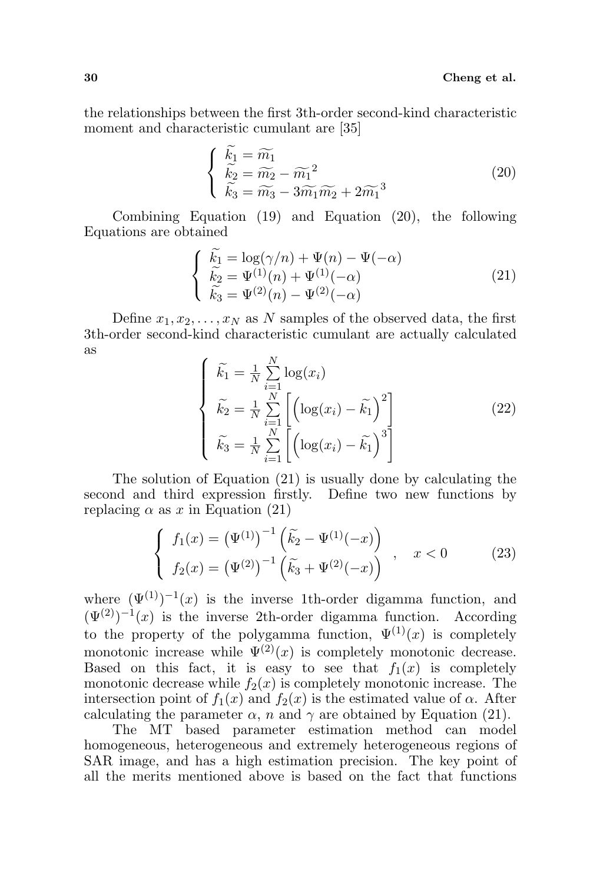the relationships between the first 3th-order second-kind characteristic moment and characteristic cumulant are [35]

$$
\begin{cases}
\widetilde{k_1} = \widetilde{m_1} \\
\widetilde{k_2} = \widetilde{m_2} - \widetilde{m_1}^2 \\
\widetilde{k_3} = \widetilde{m_3} - 3\widetilde{m_1}\widetilde{m_2} + 2\widetilde{m_1}^3
\end{cases}
\tag{20}
$$

Combining Equation (19) and Equation (20), the following Equations are obtained

$$
\begin{cases}
\widetilde{k_1} = \log(\gamma/n) + \Psi(n) - \Psi(-\alpha) \\
\widetilde{k_2} = \Psi^{(1)}(n) + \Psi^{(1)}(-\alpha) \\
\widetilde{k_3} = \Psi^{(2)}(n) - \Psi^{(2)}(-\alpha)
\end{cases}
\tag{21}
$$

Define $x_1, x_2, \ldots, x_N$ as $N$ samples of the observed data, the first 3th-order second-kind characteristic cumulant are actually calculated as

$$
\begin{cases}
\widetilde{k_1} = \frac{1}{N}\sum\limits_{i=1}^{N} \log(x_i) \\
\widetilde{k_2} = \frac{1}{N}\sum\limits_{i=1}^{N} \left[ \left( \log(x_i) - \widetilde{k_1} \right)^2 \right] \\
\widetilde{k_3} = \frac{1}{N}\sum\limits_{i=1}^{N} \left[ \left( \log(x_i) - \widetilde{k_1} \right)^3 \right]
\end{cases}
\tag{22}
$$

The solution of Equation (21) is usually done by calculating the second and third expression firstly. Define two new functions by replacing $\alpha$ as $x$ in Equation (21)

$$
\begin{cases}
f_1(x) = \left(\Psi^{(1)}\right)^{-1} \left( \widetilde{k_2} - \Psi^{(1)}(-x) \right) \\
f_2(x) = \left(\Psi^{(2)}\right)^{-1} \left( \widetilde{k_3} + \Psi^{(2)}(-x) \right)
\end{cases}
, \quad x < 0
\tag{23}
$$

where $(\Psi^{(1)})^{-1}(x)$ is the inverse 1th-order digamma function, and $(\Psi^{(2)})^{-1}(x)$ is the inverse 2th-order digamma function. According to the property of the polygamma function, $\Psi^{(1)}(x)$ is completely monotonic increase while $\Psi^{(2)}(x)$ is completely monotonic decrease. Based on this fact, it is easy to see that $f_1(x)$ is completely monotonic decrease while $f_2(x)$ is completely monotonic increase. The intersection point of $f_1(x)$ and $f_2(x)$ is the estimated value of $\alpha$. After calculating the parameter $\alpha$, $n$ and $\gamma$ are obtained by Equation (21).

The MT based parameter estimation method can model homogeneous, heterogeneous and extremely heterogeneous regions of SAR image, and has a high estimation precision. The key point of all the merits mentioned above is based on the fact that functions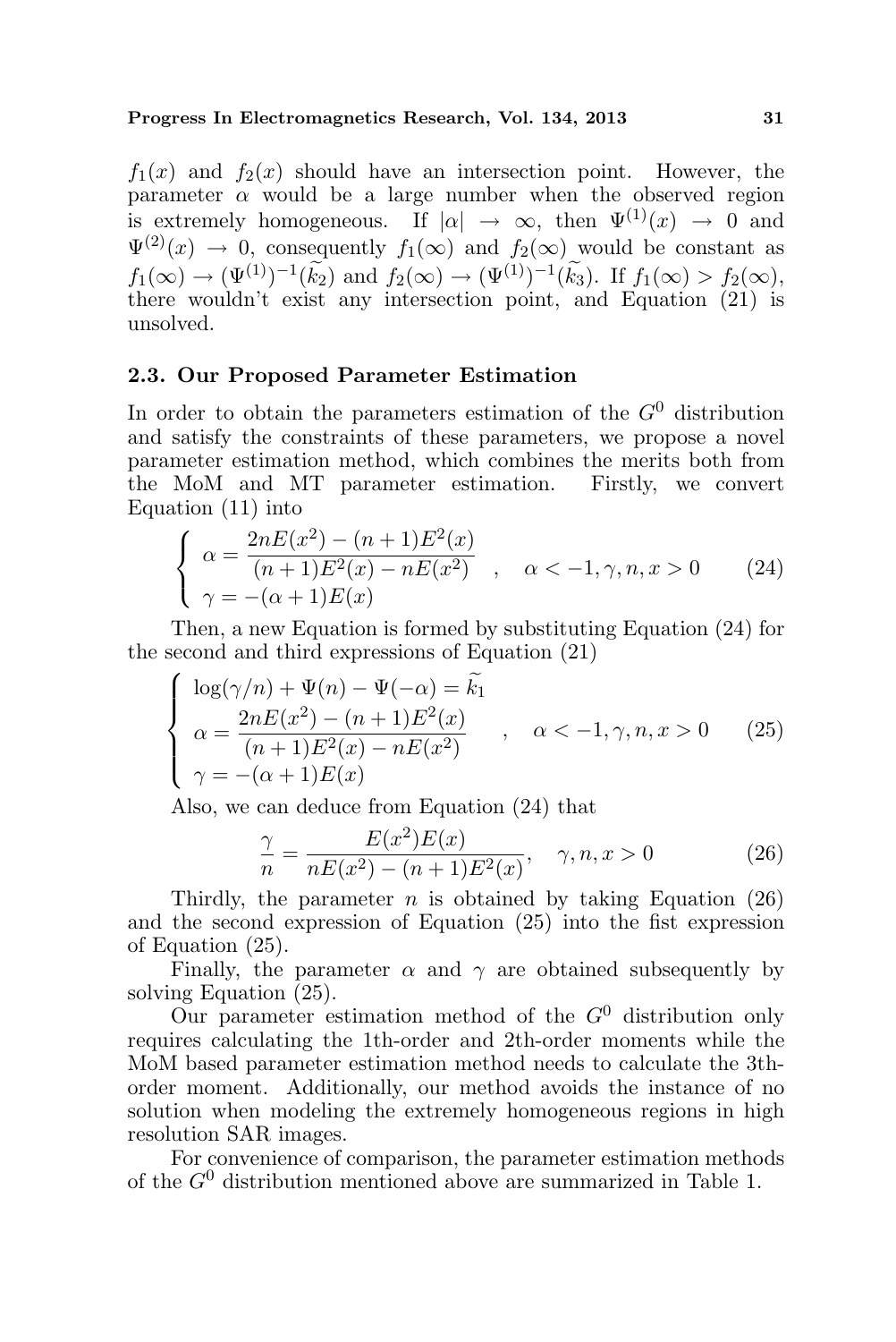$f_1(x)$ and $f_2(x)$ should have an intersection point. However, the parameter $\alpha$ would be a large number when the observed region is extremely homogeneous. If $|\alpha| \to \infty$, then $\Psi^{(1)}(x) \to 0$ and $\Psi^{(2)}(x) \to 0$, consequently $f_1(\infty)$ and $f_2(\infty)$ would be constant as $f_1(\infty) \to (\Psi^{(1)})^{-1}(\widetilde{k_2})$ and $f_2(\infty) \to (\Psi^{(1)})^{-1}(\widetilde{k_3})$. If $f_1(\infty) > f_2(\infty)$, there wouldn't exist any intersection point, and Equation (21) is unsolved.

### 2.3. Our Proposed Parameter Estimation

In order to obtain the parameters estimation of the $G^0$ distribution and satisfy the constraints of these parameters, we propose a novel parameter estimation method, which combines the merits both from the MoM and MT parameter estimation. Firstly, we convert Equation (11) into

$$\begin{cases} \alpha = \dfrac{2nE(x^2) - (n+1)E^2(x)}{(n+1)E^2(x) - nE(x^2)} \\ \gamma = -(\alpha+1)E(x) \end{cases}, \quad \alpha < -1, \gamma, n, x > 0 \tag{24}$$

Then, a new Equation is formed by substituting Equation (24) for the second and third expressions of Equation (21)

$$\begin{cases} \log(\gamma/n) + \Psi(n) - \Psi(-\alpha) = \widetilde{k_1} \\ \alpha = \dfrac{2nE(x^2) - (n+1)E^2(x)}{(n+1)E^2(x) - nE(x^2)} \\ \gamma = -(\alpha+1)E(x) \end{cases}, \quad \alpha < -1, \gamma, n, x > 0 \tag{25}$$

Also, we can deduce from Equation (24) that

$$\frac{\gamma}{n} = \frac{E(x^2)E(x)}{nE(x^2) - (n+1)E^2(x)}, \quad \gamma, n, x > 0 \tag{26}$$

Thirdly, the parameter $n$ is obtained by taking Equation (26) and the second expression of Equation (25) into the fist expression of Equation (25).

Finally, the parameter $\alpha$ and $\gamma$ are obtained subsequently by solving Equation (25).

Our parameter estimation method of the $G^0$ distribution only requires calculating the 1th-order and 2th-order moments while the MoM based parameter estimation method needs to calculate the 3th-order moment. Additionally, our method avoids the instance of no solution when modeling the extremely homogeneous regions in high resolution SAR images.

For convenience of comparison, the parameter estimation methods of the $G^0$ distribution mentioned above are summarized in Table 1.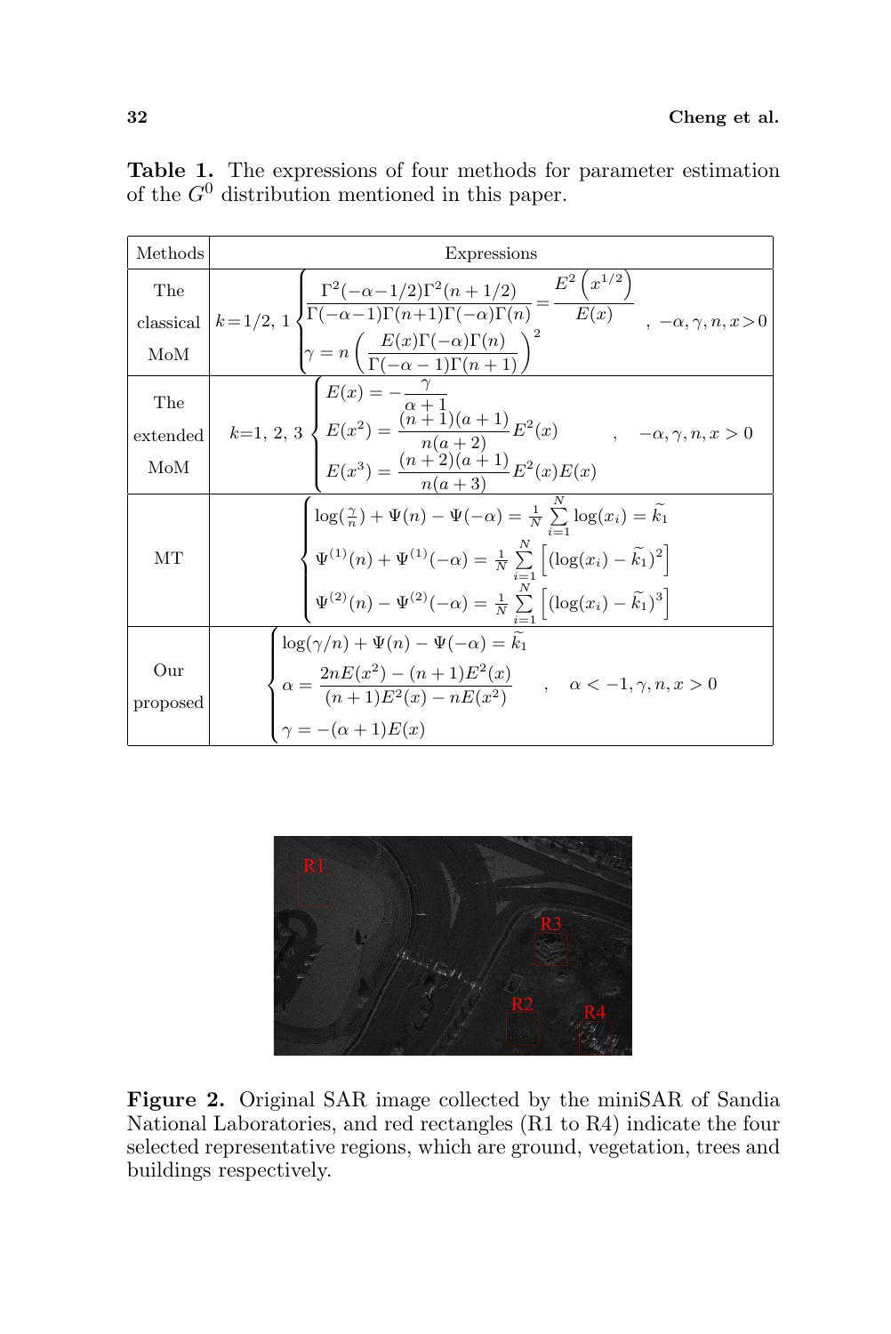**Table 1.** The expressions of four methods for parameter estimation of the $G^0$ distribution mentioned in this paper.

| Methods | Expressions |
|---|---|
| The classical MoM | $k=1/2,\ 1 \begin{cases} \dfrac{\Gamma^2(-\alpha-1/2)\Gamma^2(n+1/2)}{\Gamma(-\alpha-1)\Gamma(n+1)\Gamma(-\alpha)\Gamma(n)} = \dfrac{E^2\left(x^{1/2}\right)}{E(x)} \\ \gamma = n\left(\dfrac{E(x)\Gamma(-\alpha)\Gamma(n)}{\Gamma(-\alpha-1)\Gamma(n+1)}\right)^2 \end{cases},\ -\alpha,\gamma,n,x>0$ |
| The extended MoM | $k=1,\ 2,\ 3 \begin{cases} E(x) = -\dfrac{\gamma}{\alpha+1} \\ E(x^2) = \dfrac{(n+1)(a+1)}{n(a+2)}E^2(x) \\ E(x^3) = \dfrac{(n+2)(a+1)}{n(a+3)}E^2(x)E(x) \end{cases},\quad -\alpha,\gamma,n,x>0$ |
| MT | $\begin{cases} \log(\frac{\gamma}{n}) + \Psi(n) - \Psi(-\alpha) = \frac{1}{N}\sum\limits_{i=1}^{N}\log(x_i) = \widetilde{k}_1 \\ \Psi^{(1)}(n) + \Psi^{(1)}(-\alpha) = \frac{1}{N}\sum\limits_{i=1}^{N}\left[(\log(x_i) - \widetilde{k}_1)^2\right] \\ \Psi^{(2)}(n) - \Psi^{(2)}(-\alpha) = \frac{1}{N}\sum\limits_{i=1}^{N}\left[(\log(x_i) - \widetilde{k}_1)^3\right] \end{cases}$ |
| Our proposed | $\begin{cases} \log(\gamma/n) + \Psi(n) - \Psi(-\alpha) = \widetilde{k}_1 \\ \alpha = \dfrac{2nE(x^2) - (n+1)E^2(x)}{(n+1)E^2(x) - nE(x^2)} \\ \gamma = -(\alpha+1)E(x) \end{cases},\quad \alpha < -1,\gamma,n,x>0$ |

**Figure 2.** Original SAR image collected by the miniSAR of Sandia National Laboratories, and red rectangles (R1 to R4) indicate the four selected representative regions, which are ground, vegetation, trees and buildings respectively.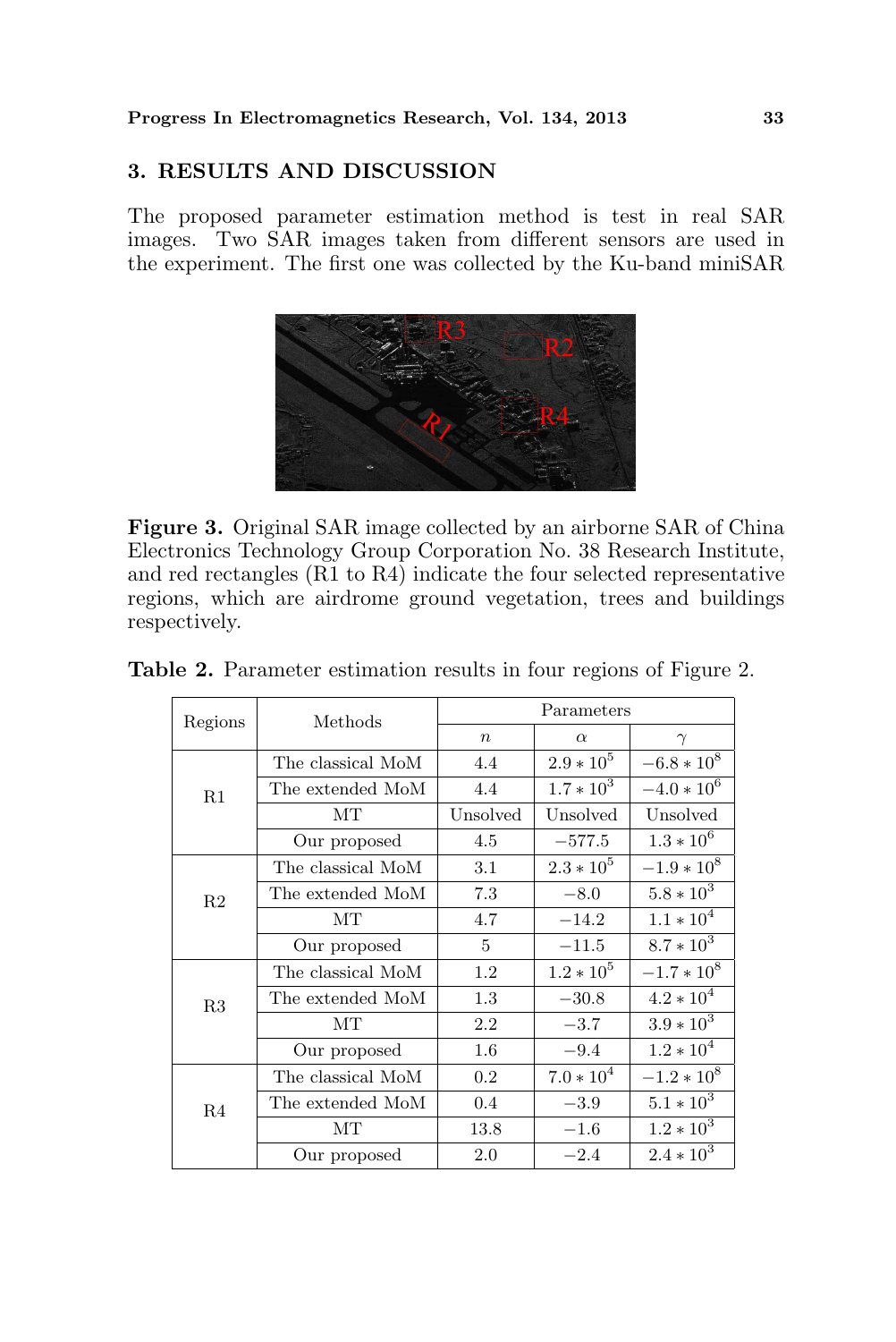## 3. RESULTS AND DISCUSSION

The proposed parameter estimation method is test in real SAR images. Two SAR images taken from different sensors are used in the experiment. The first one was collected by the Ku-band miniSAR

**Figure 3.** Original SAR image collected by an airborne SAR of China Electronics Technology Group Corporation No. 38 Research Institute, and red rectangles (R1 to R4) indicate the four selected representative regions, which are airdrome ground vegetation, trees and buildings respectively.

**Table 2.** Parameter estimation results in four regions of Figure 2.

| Regions | Methods | Parameters | | |
|---|---|---|---|---|
| | | $n$ | $\alpha$ | $\gamma$ |
| R1 | The classical MoM | 4.4 | $2.9 * 10^5$ | $-6.8 * 10^8$ |
| | The extended MoM | 4.4 | $1.7 * 10^3$ | $-4.0 * 10^6$ |
| | MT | Unsolved | Unsolved | Unsolved |
| | Our proposed | 4.5 | $-577.5$ | $1.3 * 10^6$ |
| R2 | The classical MoM | 3.1 | $2.3 * 10^5$ | $-1.9 * 10^8$ |
| | The extended MoM | 7.3 | $-8.0$ | $5.8 * 10^3$ |
| | MT | 4.7 | $-14.2$ | $1.1 * 10^4$ |
| | Our proposed | 5 | $-11.5$ | $8.7 * 10^3$ |
| R3 | The classical MoM | 1.2 | $1.2 * 10^5$ | $-1.7 * 10^8$ |
| | The extended MoM | 1.3 | $-30.8$ | $4.2 * 10^4$ |
| | MT | 2.2 | $-3.7$ | $3.9 * 10^3$ |
| | Our proposed | 1.6 | $-9.4$ | $1.2 * 10^4$ |
| R4 | The classical MoM | 0.2 | $7.0 * 10^4$ | $-1.2 * 10^8$ |
| | The extended MoM | 0.4 | $-3.9$ | $5.1 * 10^3$ |
| | MT | 13.8 | $-1.6$ | $1.2 * 10^3$ |
| | Our proposed | 2.0 | $-2.4$ | $2.4 * 10^3$ |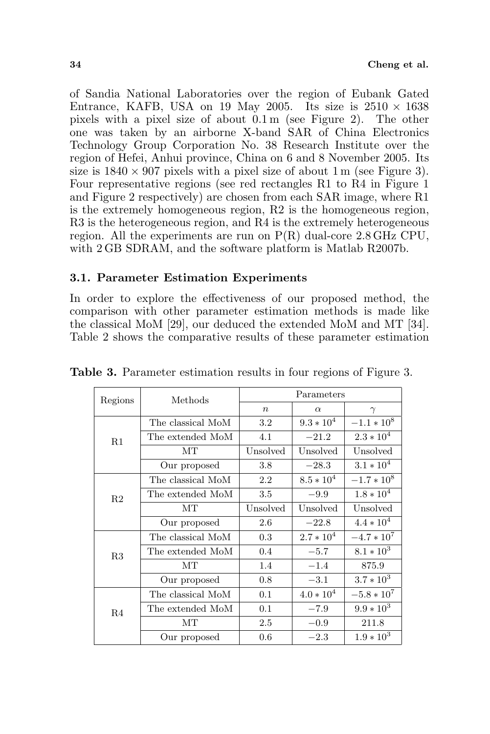of Sandia National Laboratories over the region of Eubank Gated Entrance, KAFB, USA on 19 May 2005. Its size is $2510 \times 1638$ pixels with a pixel size of about 0.1 m (see Figure 2). The other one was taken by an airborne X-band SAR of China Electronics Technology Group Corporation No. 38 Research Institute over the region of Hefei, Anhui province, China on 6 and 8 November 2005. Its size is $1840 \times 907$ pixels with a pixel size of about 1 m (see Figure 3). Four representative regions (see red rectangles R1 to R4 in Figure 1 and Figure 2 respectively) are chosen from each SAR image, where R1 is the extremely homogeneous region, R2 is the homogeneous region, R3 is the heterogeneous region, and R4 is the extremely heterogeneous region. All the experiments are run on P(R) dual-core 2.8 GHz CPU, with 2 GB SDRAM, and the software platform is Matlab R2007b.

### 3.1. Parameter Estimation Experiments

In order to explore the effectiveness of our proposed method, the comparison with other parameter estimation methods is made like the classical MoM [29], our deduced the extended MoM and MT [34]. Table 2 shows the comparative results of these parameter estimation

**Table 3.** Parameter estimation results in four regions of Figure 3.

| Regions | Methods | Parameters | | |
|---|---|---|---|---|
| | | $n$ | $\alpha$ | $\gamma$ |
| R1 | The classical MoM | 3.2 | $9.3 * 10^4$ | $-1.1 * 10^8$ |
| | The extended MoM | 4.1 | $-21.2$ | $2.3 * 10^4$ |
| | MT | Unsolved | Unsolved | Unsolved |
| | Our proposed | 3.8 | $-28.3$ | $3.1 * 10^4$ |
| R2 | The classical MoM | 2.2 | $8.5 * 10^4$ | $-1.7 * 10^8$ |
| | The extended MoM | 3.5 | $-9.9$ | $1.8 * 10^4$ |
| | MT | Unsolved | Unsolved | Unsolved |
| | Our proposed | 2.6 | $-22.8$ | $4.4 * 10^4$ |
| R3 | The classical MoM | 0.3 | $2.7 * 10^4$ | $-4.7 * 10^7$ |
| | The extended MoM | 0.4 | $-5.7$ | $8.1 * 10^3$ |
| | MT | 1.4 | $-1.4$ | 875.9 |
| | Our proposed | 0.8 | $-3.1$ | $3.7 * 10^3$ |
| R4 | The classical MoM | 0.1 | $4.0 * 10^4$ | $-5.8 * 10^7$ |
| | The extended MoM | 0.1 | $-7.9$ | $9.9 * 10^3$ |
| | MT | 2.5 | $-0.9$ | 211.8 |
| | Our proposed | 0.6 | $-2.3$ | $1.9 * 10^3$ |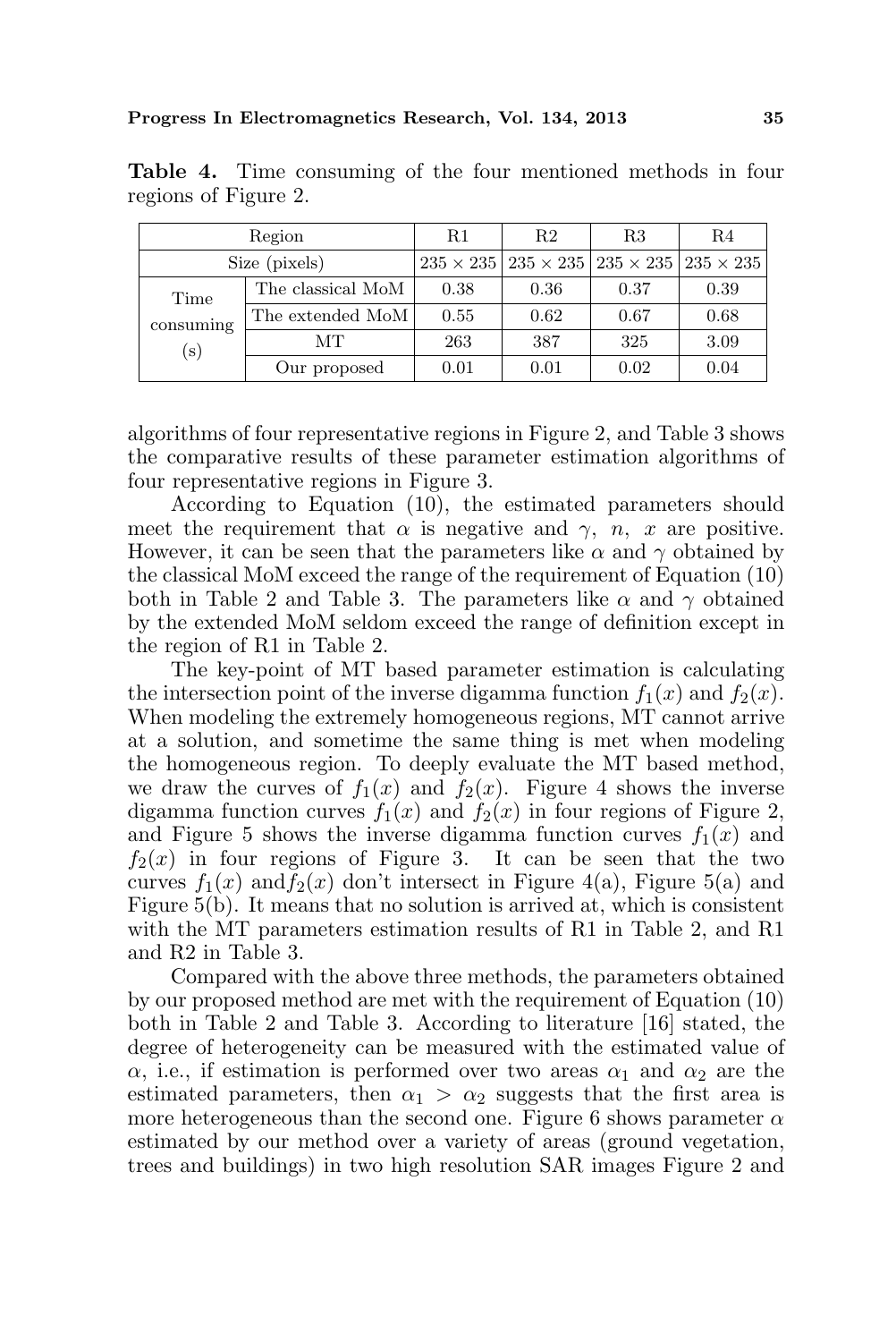**Table 4.** Time consuming of the four mentioned methods in four regions of Figure 2.

| Region | | R1 | R2 | R3 | R4 |
|---|---|---|---|---|---|
| Size (pixels) | | $235 \times 235$ | $235 \times 235$ | $235 \times 235$ | $235 \times 235$ |
| Time consuming (s) | The classical MoM | 0.38 | 0.36 | 0.37 | 0.39 |
| | The extended MoM | 0.55 | 0.62 | 0.67 | 0.68 |
| | MT | 263 | 387 | 325 | 3.09 |
| | Our proposed | 0.01 | 0.01 | 0.02 | 0.04 |

algorithms of four representative regions in Figure 2, and Table 3 shows the comparative results of these parameter estimation algorithms of four representative regions in Figure 3.

According to Equation (10), the estimated parameters should meet the requirement that $\alpha$ is negative and $\gamma$, $n$, $x$ are positive. However, it can be seen that the parameters like $\alpha$ and $\gamma$ obtained by the classical MoM exceed the range of the requirement of Equation (10) both in Table 2 and Table 3. The parameters like $\alpha$ and $\gamma$ obtained by the extended MoM seldom exceed the range of definition except in the region of R1 in Table 2.

The key-point of MT based parameter estimation is calculating the intersection point of the inverse digamma function $f_1(x)$ and $f_2(x)$. When modeling the extremely homogeneous regions, MT cannot arrive at a solution, and sometime the same thing is met when modeling the homogeneous region. To deeply evaluate the MT based method, we draw the curves of $f_1(x)$ and $f_2(x)$. Figure 4 shows the inverse digamma function curves $f_1(x)$ and $f_2(x)$ in four regions of Figure 2, and Figure 5 shows the inverse digamma function curves $f_1(x)$ and $f_2(x)$ in four regions of Figure 3. It can be seen that the two curves $f_1(x)$ and $f_2(x)$ don't intersect in Figure 4(a), Figure 5(a) and Figure 5(b). It means that no solution is arrived at, which is consistent with the MT parameters estimation results of R1 in Table 2, and R1 and R2 in Table 3.

Compared with the above three methods, the parameters obtained by our proposed method are met with the requirement of Equation (10) both in Table 2 and Table 3. According to literature [16] stated, the degree of heterogeneity can be measured with the estimated value of $\alpha$, i.e., if estimation is performed over two areas $\alpha_1$ and $\alpha_2$ are the estimated parameters, then $\alpha_1 > \alpha_2$ suggests that the first area is more heterogeneous than the second one. Figure 6 shows parameter $\alpha$ estimated by our method over a variety of areas (ground vegetation, trees and buildings) in two high resolution SAR images Figure 2 and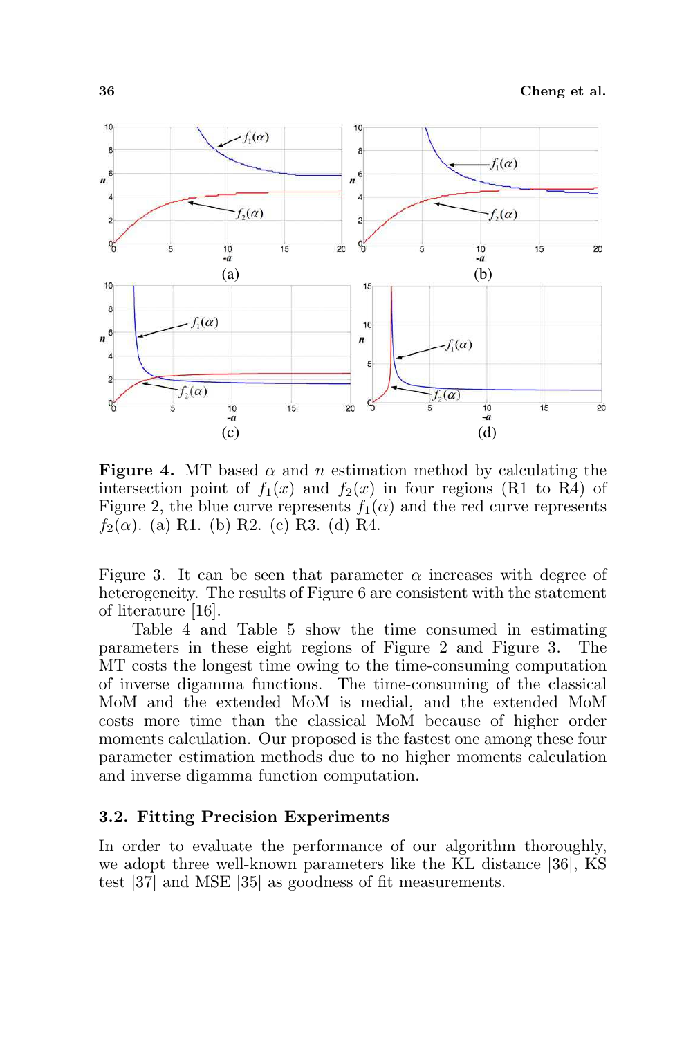**Figure 4.** MT based $\alpha$ and $n$ estimation method by calculating the intersection point of $f_1(x)$ and $f_2(x)$ in four regions (R1 to R4) of Figure 2, the blue curve represents $f_1(\alpha)$ and the red curve represents $f_2(\alpha)$. (a) R1. (b) R2. (c) R3. (d) R4.

Figure 3. It can be seen that parameter $\alpha$ increases with degree of heterogeneity. The results of Figure 6 are consistent with the statement of literature [16].

Table 4 and Table 5 show the time consumed in estimating parameters in these eight regions of Figure 2 and Figure 3. The MT costs the longest time owing to the time-consuming computation of inverse digamma functions. The time-consuming of the classical MoM and the extended MoM is medial, and the extended MoM costs more time than the classical MoM because of higher order moments calculation. Our proposed is the fastest one among these four parameter estimation methods due to no higher moments calculation and inverse digamma function computation.

### 3.2. Fitting Precision Experiments

In order to evaluate the performance of our algorithm thoroughly, we adopt three well-known parameters like the KL distance [36], KS test [37] and MSE [35] as goodness of fit measurements.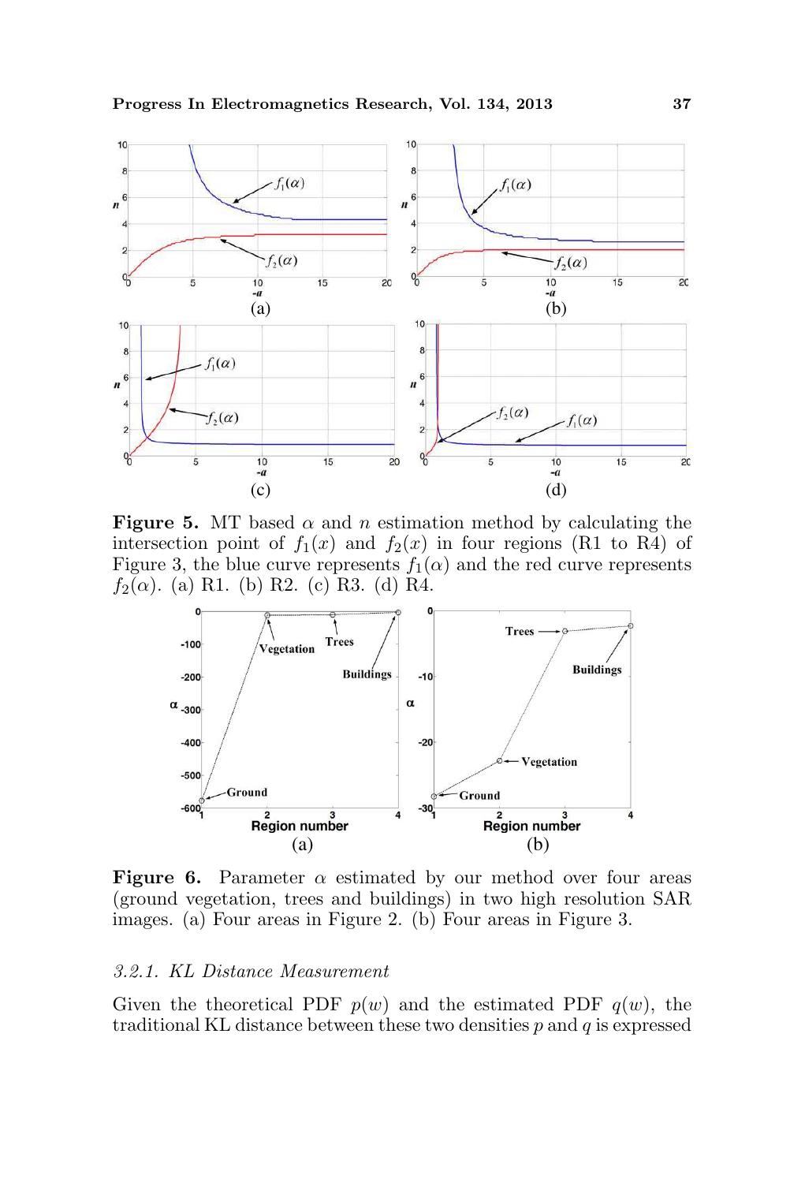**Figure 5.** MT based $\alpha$ and $n$ estimation method by calculating the intersection point of $f_1(x)$ and $f_2(x)$ in four regions (R1 to R4) of Figure 3, the blue curve represents $f_1(\alpha)$ and the red curve represents $f_2(\alpha)$. (a) R1. (b) R2. (c) R3. (d) R4.

**Figure 6.** Parameter $\alpha$ estimated by our method over four areas (ground vegetation, trees and buildings) in two high resolution SAR images. (a) Four areas in Figure 2. (b) Four areas in Figure 3.

*3.2.1. KL Distance Measurement*

Given the theoretical PDF $p(w)$ and the estimated PDF $q(w)$, the traditional KL distance between these two densities $p$ and $q$ is expressed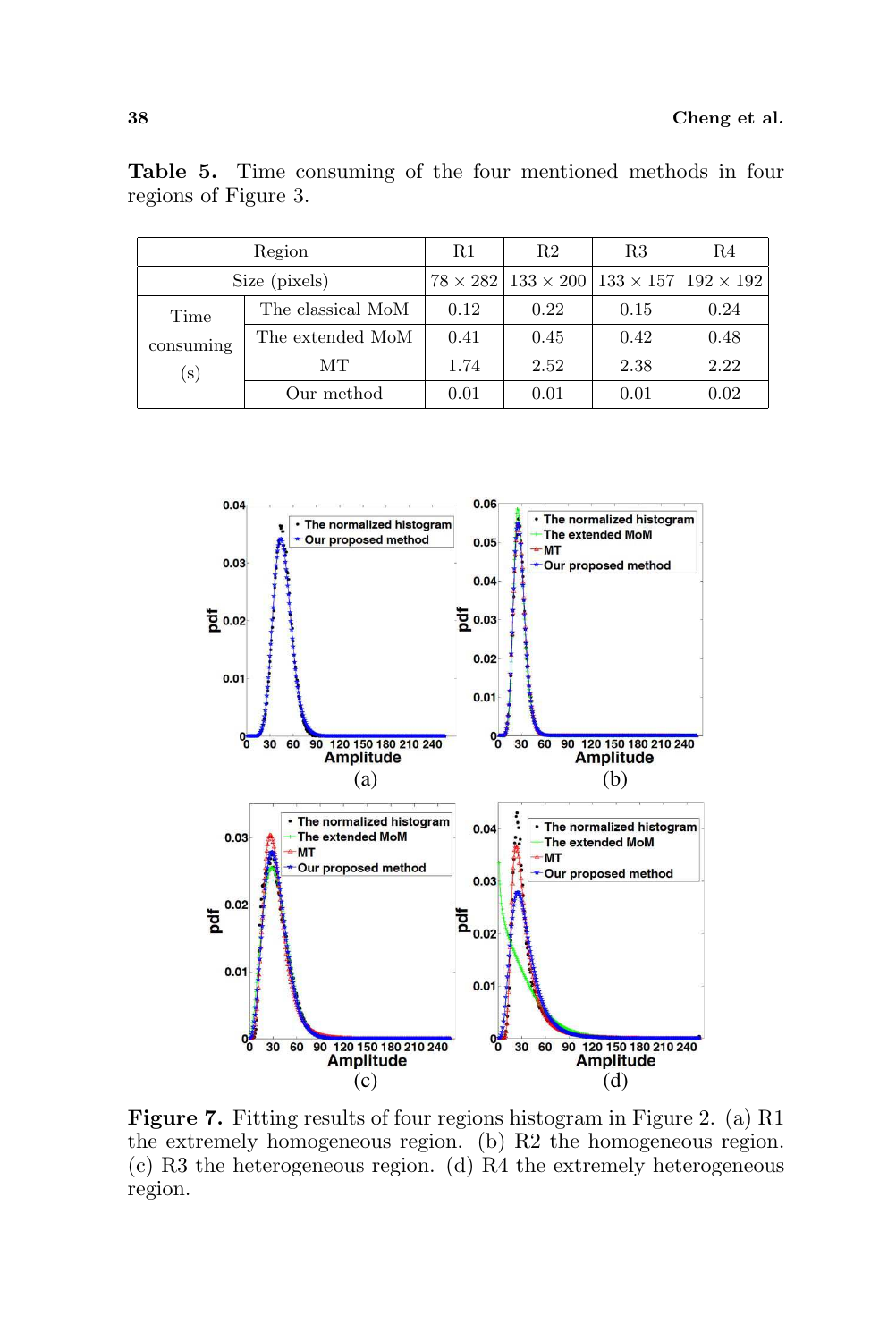**Table 5.** Time consuming of the four mentioned methods in four regions of Figure 3.

| Region | | R1 | R2 | R3 | R4 |
|---|---|---|---|---|---|
| Size (pixels) | | $78 \times 282$ | $133 \times 200$ | $133 \times 157$ | $192 \times 192$ |
| Time consuming (s) | The classical MoM | 0.12 | 0.22 | 0.15 | 0.24 |
| | The extended MoM | 0.41 | 0.45 | 0.42 | 0.48 |
| | MT | 1.74 | 2.52 | 2.38 | 2.22 |
| | Our method | 0.01 | 0.01 | 0.01 | 0.02 |

**Figure 7.** Fitting results of four regions histogram in Figure 2. (a) R1 the extremely homogeneous region. (b) R2 the homogeneous region. (c) R3 the heterogeneous region. (d) R4 the extremely heterogeneous region.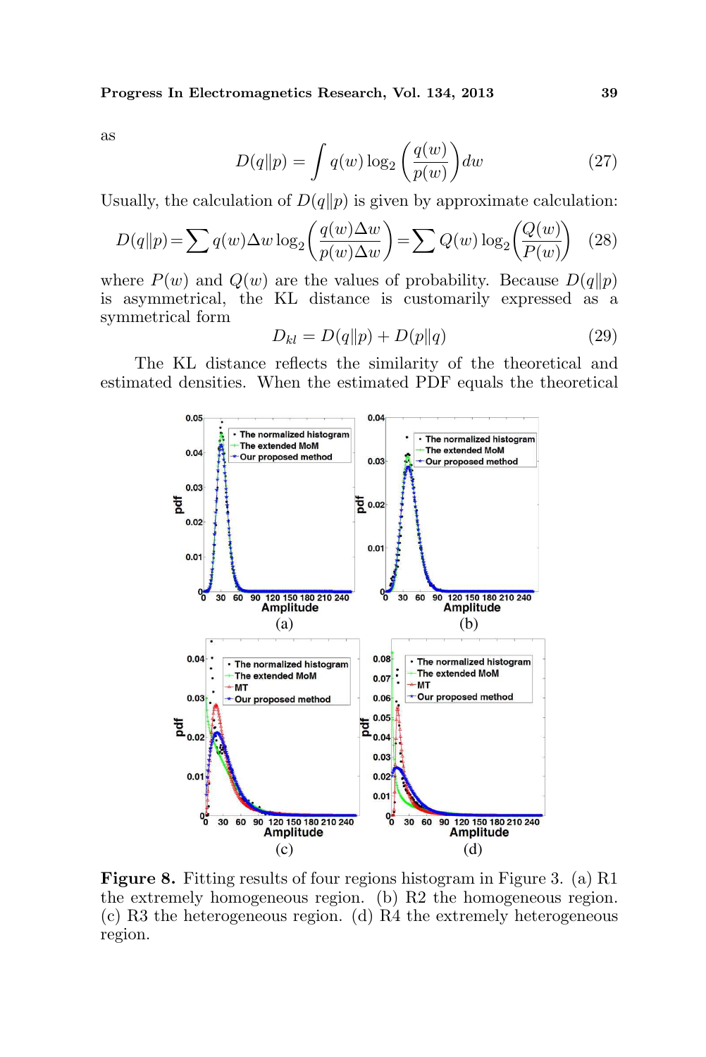as

$$D(q\|p) = \int q(w) \log_2 \left( \frac{q(w)}{p(w)} \right) dw \tag{27}$$

Usually, the calculation of $D(q\|p)$ is given by approximate calculation:

$$D(q\|p) = \sum q(w)\Delta w \log_2 \left( \frac{q(w)\Delta w}{p(w)\Delta w} \right) = \sum Q(w) \log_2 \left( \frac{Q(w)}{P(w)} \right) \tag{28}$$

where $P(w)$ and $Q(w)$ are the values of probability. Because $D(q\|p)$ is asymmetrical, the KL distance is customarily expressed as a symmetrical form

$$D_{kl} = D(q\|p) + D(p\|q) \tag{29}$$

The KL distance reflects the similarity of the theoretical and estimated densities. When the estimated PDF equals the theoretical

**Figure 8.** Fitting results of four regions histogram in Figure 3. (a) R1 the extremely homogeneous region. (b) R2 the homogeneous region. (c) R3 the heterogeneous region. (d) R4 the extremely heterogeneous region.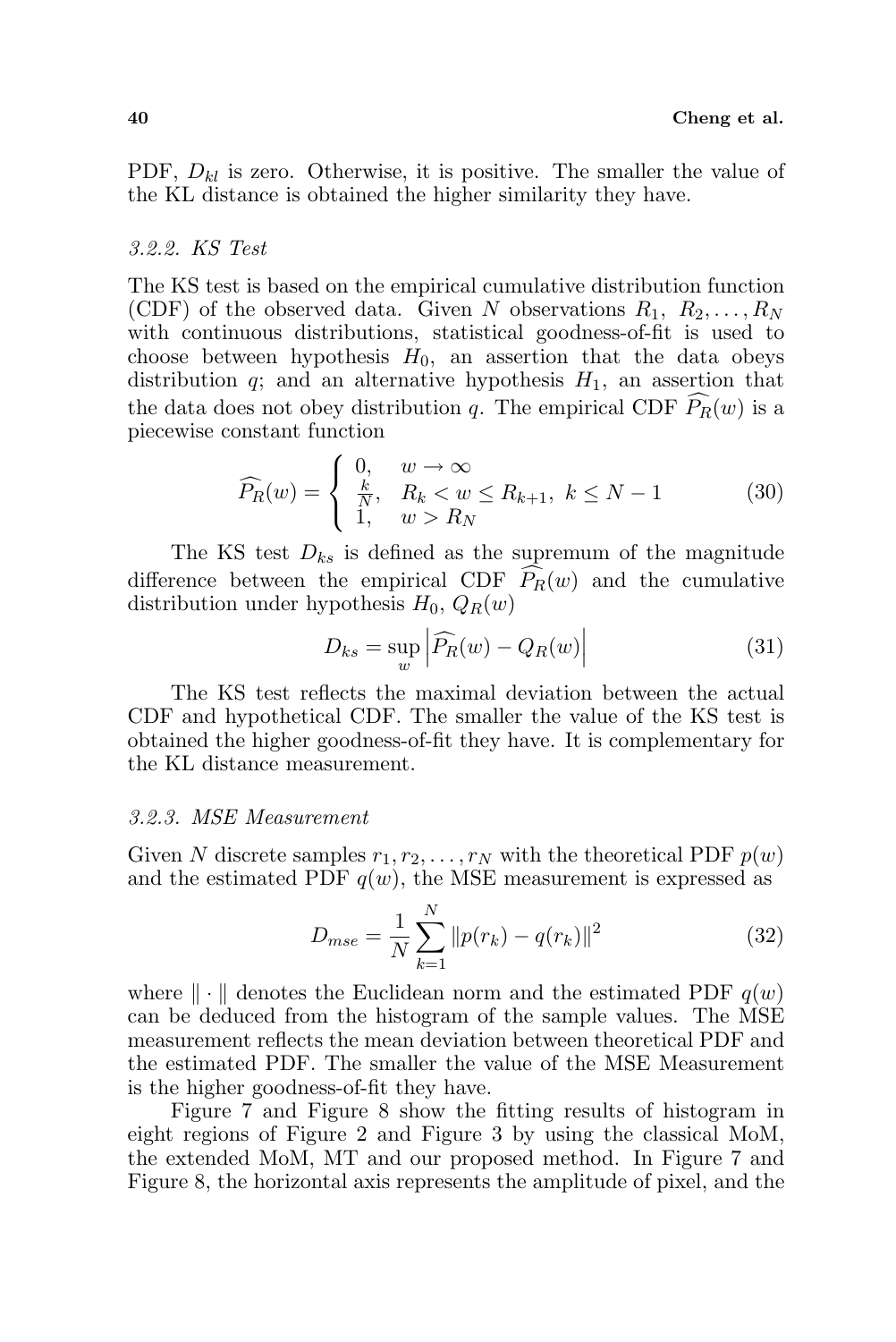PDF, $D_{kl}$ is zero. Otherwise, it is positive. The smaller the value of the KL distance is obtained the higher similarity they have.

### 3.2.2. KS Test

The KS test is based on the empirical cumulative distribution function (CDF) of the observed data. Given $N$ observations $R_1, R_2, \ldots, R_N$ with continuous distributions, statistical goodness-of-fit is used to choose between hypothesis $H_0$, an assertion that the data obeys distribution $q$; and an alternative hypothesis $H_1$, an assertion that the data does not obey distribution $q$. The empirical CDF $\widehat{P_R}(w)$ is a piecewise constant function

$$\widehat{P_R}(w) = \begin{cases} 0, & w \to \infty \\ \frac{k}{N}, & R_k < w \leq R_{k+1},\ k \leq N-1 \\ 1, & w > R_N \end{cases} \tag{30}$$

The KS test $D_{ks}$ is defined as the supremum of the magnitude difference between the empirical CDF $\widehat{P_R}(w)$ and the cumulative distribution under hypothesis $H_0$, $Q_R(w)$

$$D_{ks} = \sup_w \left| \widehat{P_R}(w) - Q_R(w) \right| \tag{31}$$

The KS test reflects the maximal deviation between the actual CDF and hypothetical CDF. The smaller the value of the KS test is obtained the higher goodness-of-fit they have. It is complementary for the KL distance measurement.

### 3.2.3. MSE Measurement

Given $N$ discrete samples $r_1, r_2, \ldots, r_N$ with the theoretical PDF $p(w)$ and the estimated PDF $q(w)$, the MSE measurement is expressed as

$$D_{mse} = \frac{1}{N} \sum_{k=1}^{N} \| p(r_k) - q(r_k) \|^2 \tag{32}$$

where $\| \cdot \|$ denotes the Euclidean norm and the estimated PDF $q(w)$ can be deduced from the histogram of the sample values. The MSE measurement reflects the mean deviation between theoretical PDF and the estimated PDF. The smaller the value of the MSE Measurement is the higher goodness-of-fit they have.

Figure 7 and Figure 8 show the fitting results of histogram in eight regions of Figure 2 and Figure 3 by using the classical MoM, the extended MoM, MT and our proposed method. In Figure 7 and Figure 8, the horizontal axis represents the amplitude of pixel, and the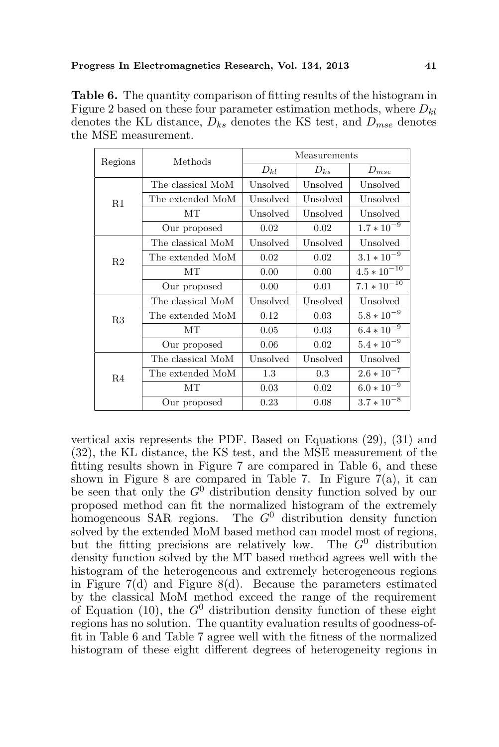**Table 6.** The quantity comparison of fitting results of the histogram in Figure 2 based on these four parameter estimation methods, where $D_{kl}$ denotes the KL distance, $D_{ks}$ denotes the KS test, and $D_{mse}$ denotes the MSE measurement.

| Regions | Methods | Measurements | | |
|---|---|---|---|---|
| | | $D_{kl}$ | $D_{ks}$ | $D_{mse}$ |
| R1 | The classical MoM | Unsolved | Unsolved | Unsolved |
| | The extended MoM | Unsolved | Unsolved | Unsolved |
| | MT | Unsolved | Unsolved | Unsolved |
| | Our proposed | 0.02 | 0.02 | $1.7 * 10^{-9}$ |
| R2 | The classical MoM | Unsolved | Unsolved | Unsolved |
| | The extended MoM | 0.02 | 0.02 | $3.1 * 10^{-9}$ |
| | MT | 0.00 | 0.00 | $4.5 * 10^{-10}$ |
| | Our proposed | 0.00 | 0.01 | $7.1 * 10^{-10}$ |
| R3 | The classical MoM | Unsolved | Unsolved | Unsolved |
| | The extended MoM | 0.12 | 0.03 | $5.8 * 10^{-9}$ |
| | MT | 0.05 | 0.03 | $6.4 * 10^{-9}$ |
| | Our proposed | 0.06 | 0.02 | $5.4 * 10^{-9}$ |
| R4 | The classical MoM | Unsolved | Unsolved | Unsolved |
| | The extended MoM | 1.3 | 0.3 | $2.6 * 10^{-7}$ |
| | MT | 0.03 | 0.02 | $6.0 * 10^{-9}$ |
| | Our proposed | 0.23 | 0.08 | $3.7 * 10^{-8}$ |

vertical axis represents the PDF. Based on Equations (29), (31) and (32), the KL distance, the KS test, and the MSE measurement of the fitting results shown in Figure 7 are compared in Table 6, and these shown in Figure 8 are compared in Table 7. In Figure 7(a), it can be seen that only the $G^0$ distribution density function solved by our proposed method can fit the normalized histogram of the extremely homogeneous SAR regions. The $G^0$ distribution density function solved by the extended MoM based method can model most of regions, but the fitting precisions are relatively low. The $G^0$ distribution density function solved by the MT based method agrees well with the histogram of the heterogeneous and extremely heterogeneous regions in Figure 7(d) and Figure 8(d). Because the parameters estimated by the classical MoM method exceed the range of the requirement of Equation (10), the $G^0$ distribution density function of these eight regions has no solution. The quantity evaluation results of goodness-of-fit in Table 6 and Table 7 agree well with the fitness of the normalized histogram of these eight different degrees of heterogeneity regions in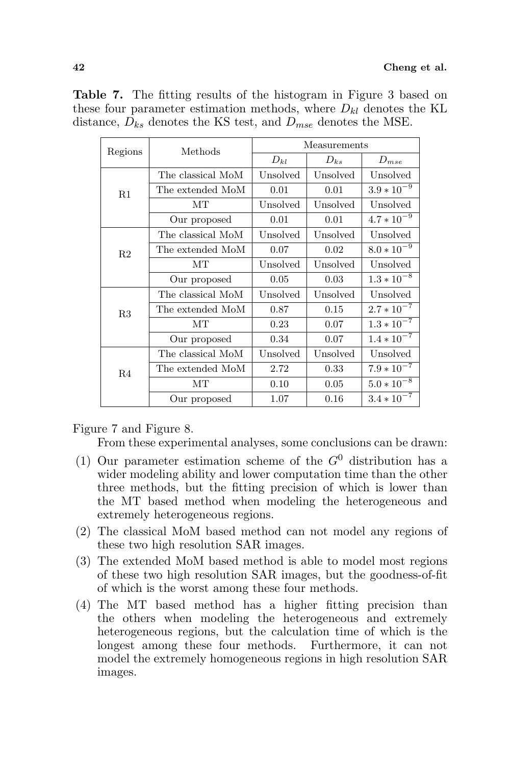**Table 7.** The fitting results of the histogram in Figure 3 based on these four parameter estimation methods, where $D_{kl}$ denotes the KL distance, $D_{ks}$ denotes the KS test, and $D_{mse}$ denotes the MSE.

| Regions | Methods | Measurements | | |
|---|---|---|---|---|
| | | $D_{kl}$ | $D_{ks}$ | $D_{mse}$ |
| R1 | The classical MoM | Unsolved | Unsolved | Unsolved |
| | The extended MoM | 0.01 | 0.01 | $3.9 * 10^{-9}$ |
| | MT | Unsolved | Unsolved | Unsolved |
| | Our proposed | 0.01 | 0.01 | $4.7 * 10^{-9}$ |
| R2 | The classical MoM | Unsolved | Unsolved | Unsolved |
| | The extended MoM | 0.07 | 0.02 | $8.0 * 10^{-9}$ |
| | MT | Unsolved | Unsolved | Unsolved |
| | Our proposed | 0.05 | 0.03 | $1.3 * 10^{-8}$ |
| R3 | The classical MoM | Unsolved | Unsolved | Unsolved |
| | The extended MoM | 0.87 | 0.15 | $2.7 * 10^{-7}$ |
| | MT | 0.23 | 0.07 | $1.3 * 10^{-7}$ |
| | Our proposed | 0.34 | 0.07 | $1.4 * 10^{-7}$ |
| R4 | The classical MoM | Unsolved | Unsolved | Unsolved |
| | The extended MoM | 2.72 | 0.33 | $7.9 * 10^{-7}$ |
| | MT | 0.10 | 0.05 | $5.0 * 10^{-8}$ |
| | Our proposed | 1.07 | 0.16 | $3.4 * 10^{-7}$ |

Figure 7 and Figure 8.

From these experimental analyses, some conclusions can be drawn:

(1) Our parameter estimation scheme of the $G^0$ distribution has a wider modeling ability and lower computation time than the other three methods, but the fitting precision of which is lower than the MT based method when modeling the heterogeneous and extremely heterogeneous regions.

(2) The classical MoM based method can not model any regions of these two high resolution SAR images.

(3) The extended MoM based method is able to model most regions of these two high resolution SAR images, but the goodness-of-fit of which is the worst among these four methods.

(4) The MT based method has a higher fitting precision than the others when modeling the heterogeneous and extremely heterogeneous regions, but the calculation time of which is the longest among these four methods. Furthermore, it can not model the extremely homogeneous regions in high resolution SAR images.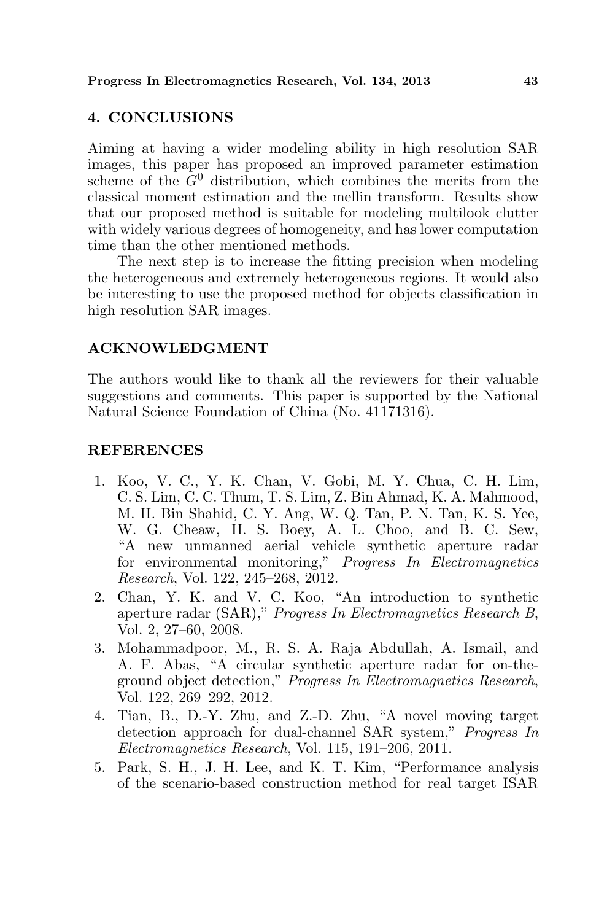## 4. CONCLUSIONS

Aiming at having a wider modeling ability in high resolution SAR images, this paper has proposed an improved parameter estimation scheme of the $G^0$ distribution, which combines the merits from the classical moment estimation and the mellin transform. Results show that our proposed method is suitable for modeling multilook clutter with widely various degrees of homogeneity, and has lower computation time than the other mentioned methods.

The next step is to increase the fitting precision when modeling the heterogeneous and extremely heterogeneous regions. It would also be interesting to use the proposed method for objects classification in high resolution SAR images.

## ACKNOWLEDGMENT

The authors would like to thank all the reviewers for their valuable suggestions and comments. This paper is supported by the National Natural Science Foundation of China (No. 41171316).

## REFERENCES

1. Koo, V. C., Y. K. Chan, V. Gobi, M. Y. Chua, C. H. Lim, C. S. Lim, C. C. Thum, T. S. Lim, Z. Bin Ahmad, K. A. Mahmood, M. H. Bin Shahid, C. Y. Ang, W. Q. Tan, P. N. Tan, K. S. Yee, W. G. Cheaw, H. S. Boey, A. L. Choo, and B. C. Sew, "A new unmanned aerial vehicle synthetic aperture radar for environmental monitoring," *Progress In Electromagnetics Research*, Vol. 122, 245–268, 2012.
2. Chan, Y. K. and V. C. Koo, "An introduction to synthetic aperture radar (SAR)," *Progress In Electromagnetics Research B*, Vol. 2, 27–60, 2008.
3. Mohammadpoor, M., R. S. A. Raja Abdullah, A. Ismail, and A. F. Abas, "A circular synthetic aperture radar for on-the-ground object detection," *Progress In Electromagnetics Research*, Vol. 122, 269–292, 2012.
4. Tian, B., D.-Y. Zhu, and Z.-D. Zhu, "A novel moving target detection approach for dual-channel SAR system," *Progress In Electromagnetics Research*, Vol. 115, 191–206, 2011.
5. Park, S. H., J. H. Lee, and K. T. Kim, "Performance analysis of the scenario-based construction method for real target ISAR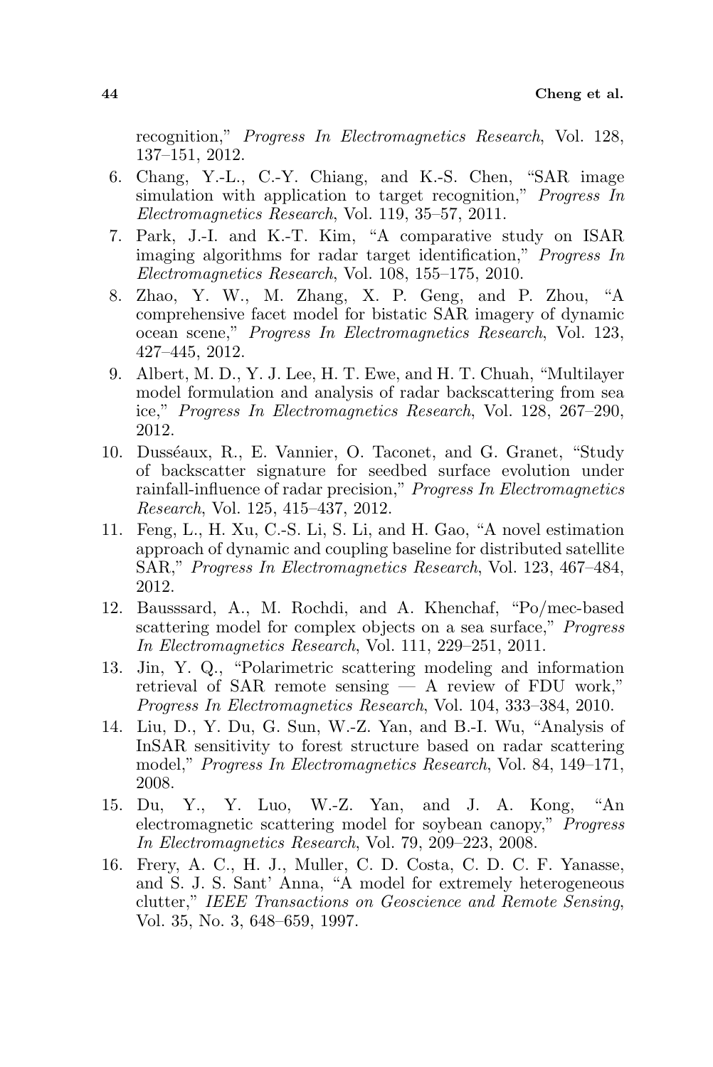recognition," *Progress In Electromagnetics Research*, Vol. 128, 137–151, 2012.

6. Chang, Y.-L., C.-Y. Chiang, and K.-S. Chen, "SAR image simulation with application to target recognition," *Progress In Electromagnetics Research*, Vol. 119, 35–57, 2011.
7. Park, J.-I. and K.-T. Kim, "A comparative study on ISAR imaging algorithms for radar target identification," *Progress In Electromagnetics Research*, Vol. 108, 155–175, 2010.
8. Zhao, Y. W., M. Zhang, X. P. Geng, and P. Zhou, "A comprehensive facet model for bistatic SAR imagery of dynamic ocean scene," *Progress In Electromagnetics Research*, Vol. 123, 427–445, 2012.
9. Albert, M. D., Y. J. Lee, H. T. Ewe, and H. T. Chuah, "Multilayer model formulation and analysis of radar backscattering from sea ice," *Progress In Electromagnetics Research*, Vol. 128, 267–290, 2012.
10. Dusséaux, R., E. Vannier, O. Taconet, and G. Granet, "Study of backscatter signature for seedbed surface evolution under rainfall-influence of radar precision," *Progress In Electromagnetics Research*, Vol. 125, 415–437, 2012.
11. Feng, L., H. Xu, C.-S. Li, S. Li, and H. Gao, "A novel estimation approach of dynamic and coupling baseline for distributed satellite SAR," *Progress In Electromagnetics Research*, Vol. 123, 467–484, 2012.
12. Bausssard, A., M. Rochdi, and A. Khenchaf, "Po/mec-based scattering model for complex objects on a sea surface," *Progress In Electromagnetics Research*, Vol. 111, 229–251, 2011.
13. Jin, Y. Q., "Polarimetric scattering modeling and information retrieval of SAR remote sensing — A review of FDU work," *Progress In Electromagnetics Research*, Vol. 104, 333–384, 2010.
14. Liu, D., Y. Du, G. Sun, W.-Z. Yan, and B.-I. Wu, "Analysis of InSAR sensitivity to forest structure based on radar scattering model," *Progress In Electromagnetics Research*, Vol. 84, 149–171, 2008.
15. Du, Y., Y. Luo, W.-Z. Yan, and J. A. Kong, "An electromagnetic scattering model for soybean canopy," *Progress In Electromagnetics Research*, Vol. 79, 209–223, 2008.
16. Frery, A. C., H. J., Muller, C. D. Costa, C. D. C. F. Yanasse, and S. J. S. Sant' Anna, "A model for extremely heterogeneous clutter," *IEEE Transactions on Geoscience and Remote Sensing*, Vol. 35, No. 3, 648–659, 1997.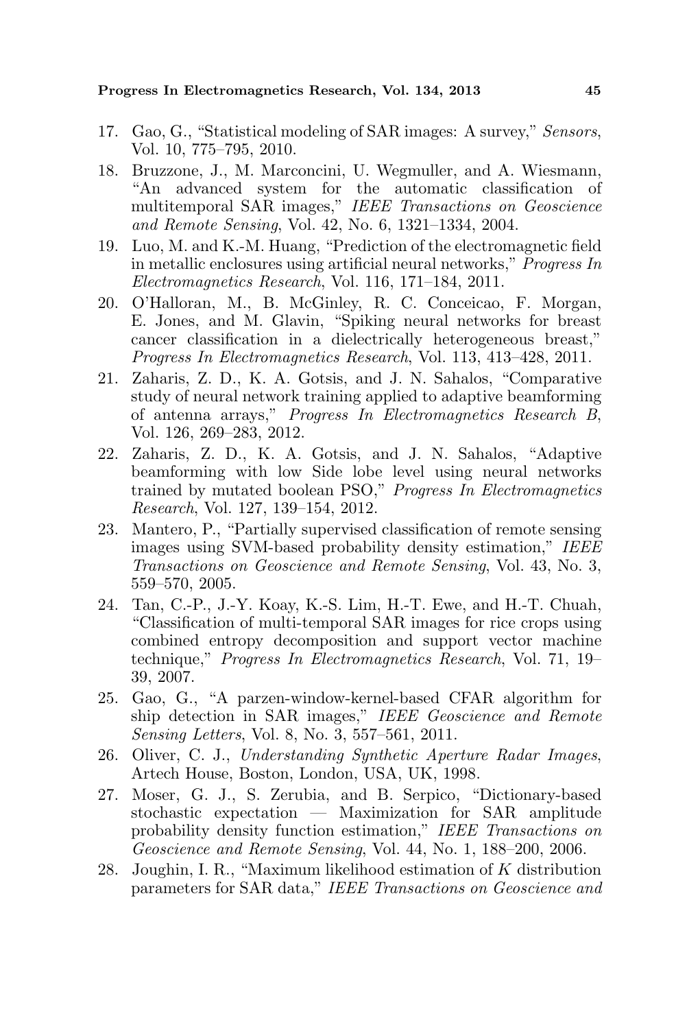17. Gao, G., "Statistical modeling of SAR images: A survey," *Sensors*, Vol. 10, 775–795, 2010.
18. Bruzzone, J., M. Marconcini, U. Wegmuller, and A. Wiesmann, "An advanced system for the automatic classification of multitemporal SAR images," *IEEE Transactions on Geoscience and Remote Sensing*, Vol. 42, No. 6, 1321–1334, 2004.
19. Luo, M. and K.-M. Huang, "Prediction of the electromagnetic field in metallic enclosures using artificial neural networks," *Progress In Electromagnetics Research*, Vol. 116, 171–184, 2011.
20. O'Halloran, M., B. McGinley, R. C. Conceicao, F. Morgan, E. Jones, and M. Glavin, "Spiking neural networks for breast cancer classification in a dielectrically heterogeneous breast," *Progress In Electromagnetics Research*, Vol. 113, 413–428, 2011.
21. Zaharis, Z. D., K. A. Gotsis, and J. N. Sahalos, "Comparative study of neural network training applied to adaptive beamforming of antenna arrays," *Progress In Electromagnetics Research B*, Vol. 126, 269–283, 2012.
22. Zaharis, Z. D., K. A. Gotsis, and J. N. Sahalos, "Adaptive beamforming with low Side lobe level using neural networks trained by mutated boolean PSO," *Progress In Electromagnetics Research*, Vol. 127, 139–154, 2012.
23. Mantero, P., "Partially supervised classification of remote sensing images using SVM-based probability density estimation," *IEEE Transactions on Geoscience and Remote Sensing*, Vol. 43, No. 3, 559–570, 2005.
24. Tan, C.-P., J.-Y. Koay, K.-S. Lim, H.-T. Ewe, and H.-T. Chuah, "Classification of multi-temporal SAR images for rice crops using combined entropy decomposition and support vector machine technique," *Progress In Electromagnetics Research*, Vol. 71, 19–39, 2007.
25. Gao, G., "A parzen-window-kernel-based CFAR algorithm for ship detection in SAR images," *IEEE Geoscience and Remote Sensing Letters*, Vol. 8, No. 3, 557–561, 2011.
26. Oliver, C. J., *Understanding Synthetic Aperture Radar Images*, Artech House, Boston, London, USA, UK, 1998.
27. Moser, G. J., S. Zerubia, and B. Serpico, "Dictionary-based stochastic expectation — Maximization for SAR amplitude probability density function estimation," *IEEE Transactions on Geoscience and Remote Sensing*, Vol. 44, No. 1, 188–200, 2006.
28. Joughin, I. R., "Maximum likelihood estimation of $K$ distribution parameters for SAR data," *IEEE Transactions on Geoscience and*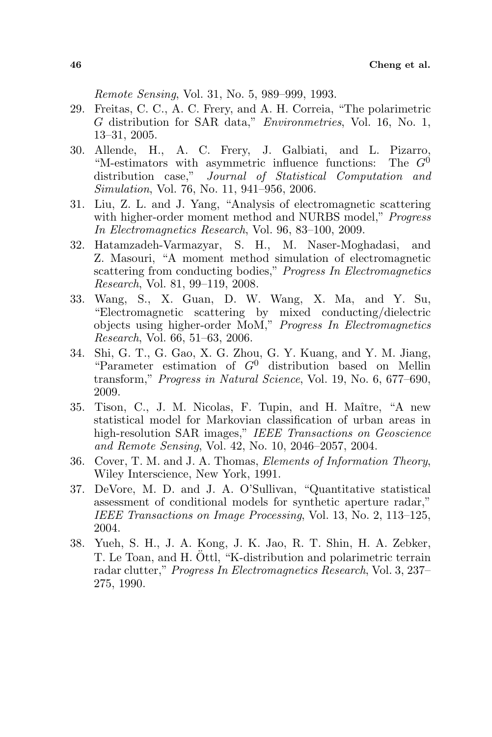*Remote Sensing*, Vol. 31, No. 5, 989–999, 1993.

29. Freitas, C. C., A. C. Frery, and A. H. Correia, "The polarimetric $G$ distribution for SAR data," *Environmetries*, Vol. 16, No. 1, 13–31, 2005.
30. Allende, H., A. C. Frery, J. Galbiati, and L. Pizarro, "M-estimators with asymmetric influence functions: The $G^0$ distribution case," *Journal of Statistical Computation and Simulation*, Vol. 76, No. 11, 941–956, 2006.
31. Liu, Z. L. and J. Yang, "Analysis of electromagnetic scattering with higher-order moment method and NURBS model," *Progress In Electromagnetics Research*, Vol. 96, 83–100, 2009.
32. Hatamzadeh-Varmazyar, S. H., M. Naser-Moghadasi, and Z. Masouri, "A moment method simulation of electromagnetic scattering from conducting bodies," *Progress In Electromagnetics Research*, Vol. 81, 99–119, 2008.
33. Wang, S., X. Guan, D. W. Wang, X. Ma, and Y. Su, "Electromagnetic scattering by mixed conducting/dielectric objects using higher-order MoM," *Progress In Electromagnetics Research*, Vol. 66, 51–63, 2006.
34. Shi, G. T., G. Gao, X. G. Zhou, G. Y. Kuang, and Y. M. Jiang, "Parameter estimation of $G^0$ distribution based on Mellin transform," *Progress in Natural Science*, Vol. 19, No. 6, 677–690, 2009.
35. Tison, C., J. M. Nicolas, F. Tupin, and H. Maître, "A new statistical model for Markovian classification of urban areas in high-resolution SAR images," *IEEE Transactions on Geoscience and Remote Sensing*, Vol. 42, No. 10, 2046–2057, 2004.
36. Cover, T. M. and J. A. Thomas, *Elements of Information Theory*, Wiley Interscience, New York, 1991.
37. DeVore, M. D. and J. A. O'Sullivan, "Quantitative statistical assessment of conditional models for synthetic aperture radar," *IEEE Transactions on Image Processing*, Vol. 13, No. 2, 113–125, 2004.
38. Yueh, S. H., J. A. Kong, J. K. Jao, R. T. Shin, H. A. Zebker, T. Le Toan, and H. Öttl, "K-distribution and polarimetric terrain radar clutter," *Progress In Electromagnetics Research*, Vol. 3, 237–275, 1990.